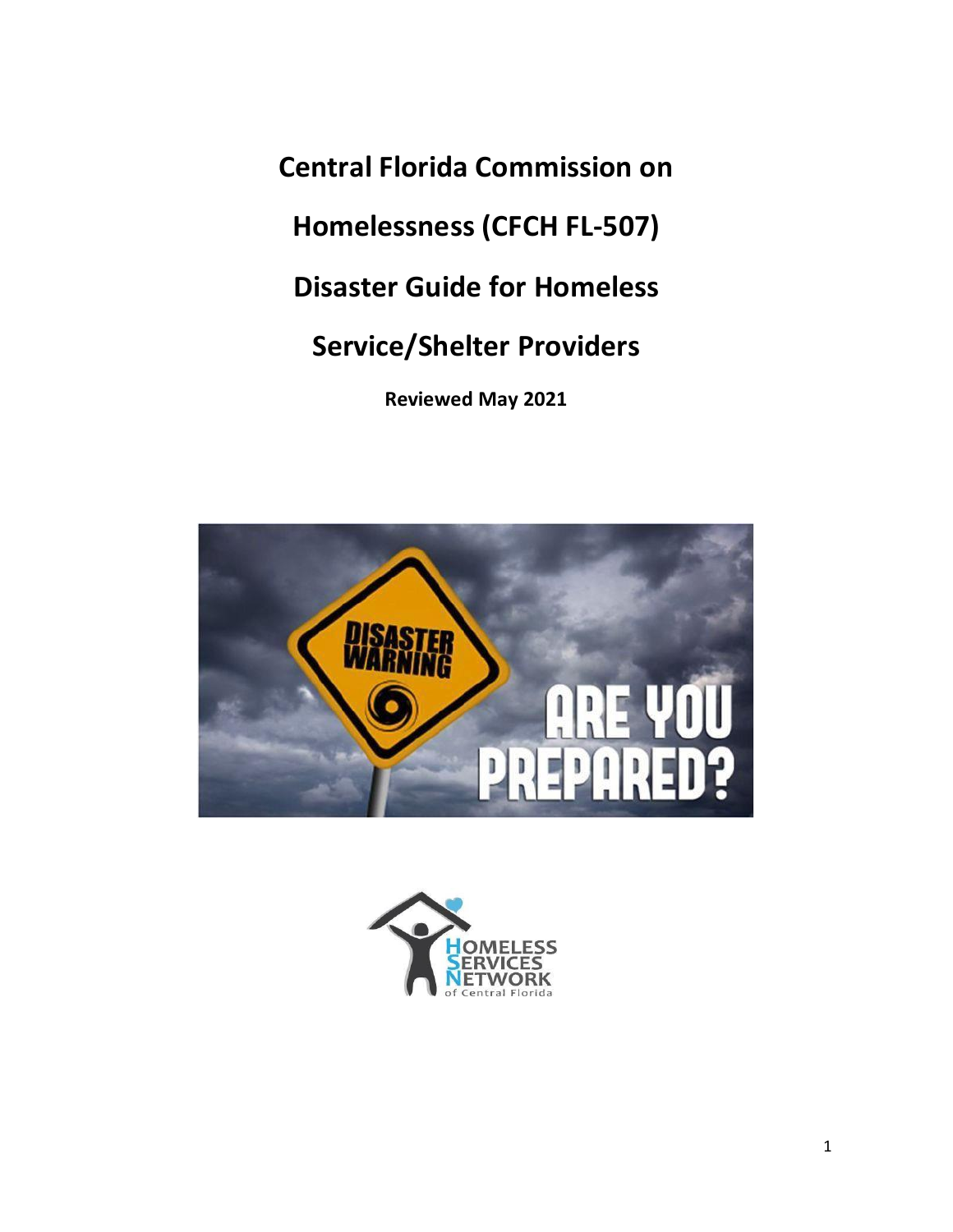# Central Florida Commission on Homelessness (CFCH FL-507) Disaster Guide for Homeless Service/Shelter Providers

**Reviewed May 2021**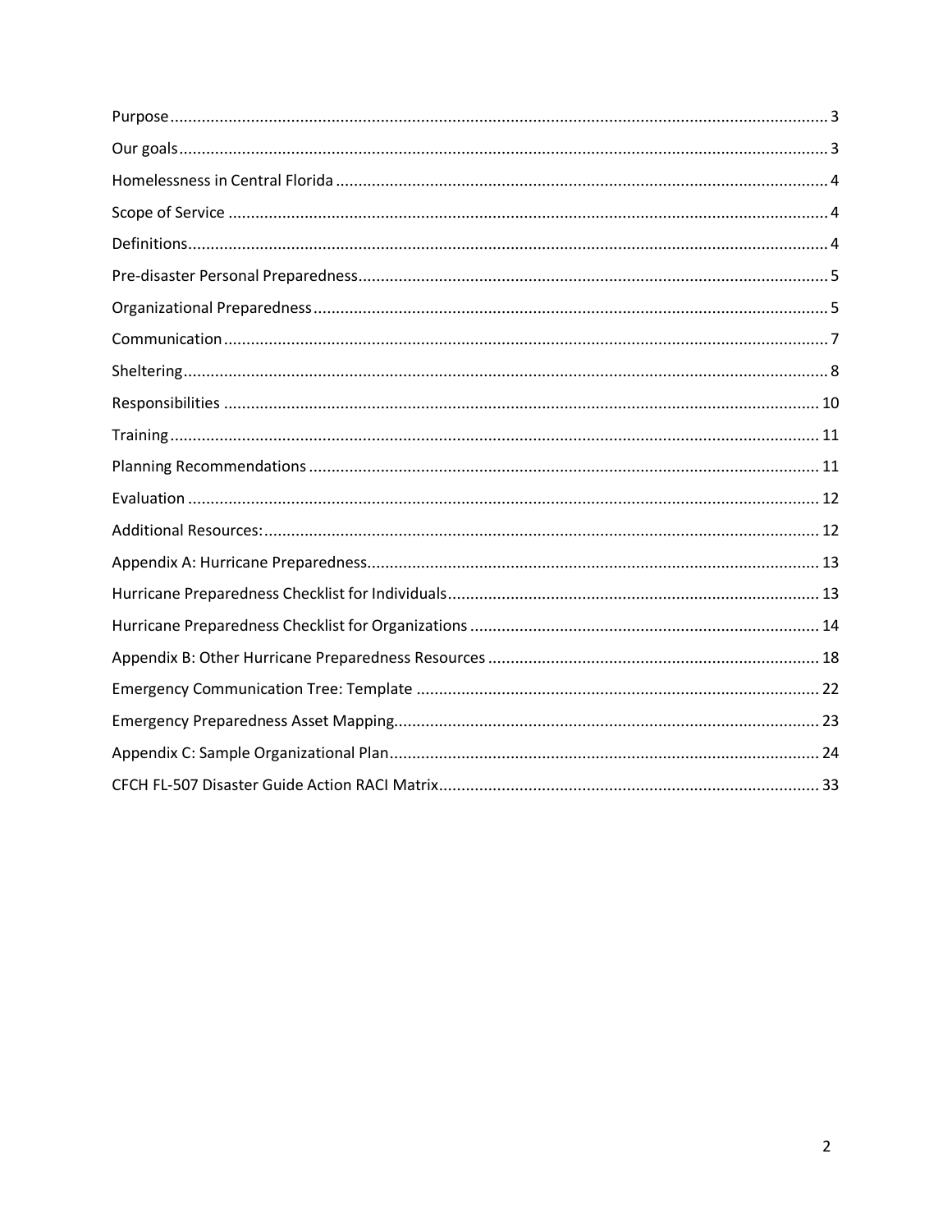| | |
|---|---|
| Purpose | 3 |
| Our goals | 3 |
| Homelessness in Central Florida | 4 |
| Scope of Service | 4 |
| Definitions | 4 |
| Pre-disaster Personal Preparedness | 5 |
| Organizational Preparedness | 5 |
| Communication | 7 |
| Sheltering | 8 |
| Responsibilities | 10 |
| Training | 11 |
| Planning Recommendations | 11 |
| Evaluation | 12 |
| Additional Resources: | 12 |
| Appendix A: Hurricane Preparedness | 13 |
| Hurricane Preparedness Checklist for Individuals | 13 |
| Hurricane Preparedness Checklist for Organizations | 14 |
| Appendix B: Other Hurricane Preparedness Resources | 18 |
| Emergency Communication Tree: Template | 22 |
| Emergency Preparedness Asset Mapping | 23 |
| Appendix C: Sample Organizational Plan | 24 |
| CFCH FL-507 Disaster Guide Action RACI Matrix | 33 |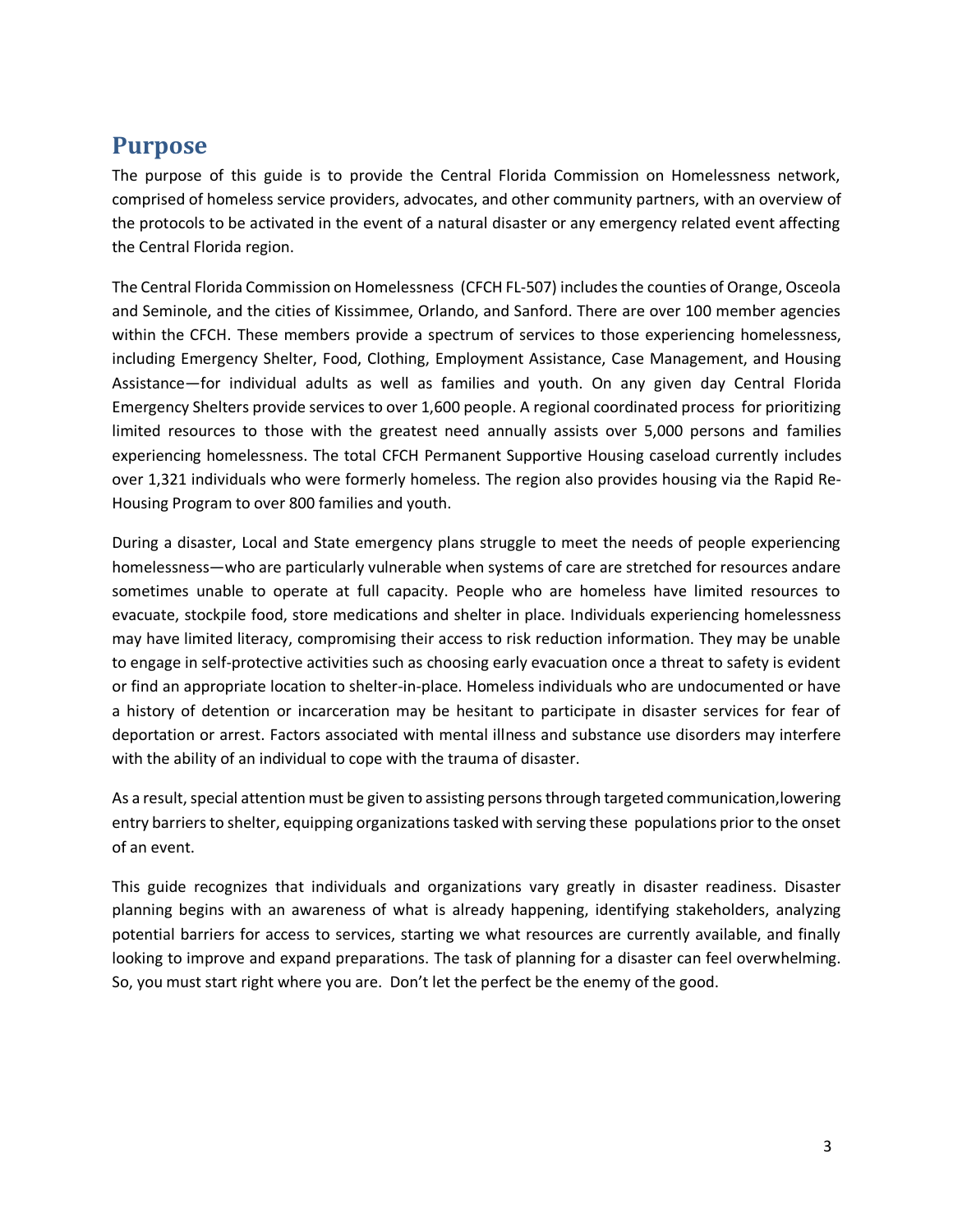## Purpose

The purpose of this guide is to provide the Central Florida Commission on Homelessness network, comprised of homeless service providers, advocates, and other community partners, with an overview of the protocols to be activated in the event of a natural disaster or any emergency related event affecting the Central Florida region.

The Central Florida Commission on Homelessness (CFCH FL-507) includes the counties of Orange, Osceola and Seminole, and the cities of Kissimmee, Orlando, and Sanford. There are over 100 member agencies within the CFCH. These members provide a spectrum of services to those experiencing homelessness, including Emergency Shelter, Food, Clothing, Employment Assistance, Case Management, and Housing Assistance—for individual adults as well as families and youth. On any given day Central Florida Emergency Shelters provide services to over 1,600 people. A regional coordinated process for prioritizing limited resources to those with the greatest need annually assists over 5,000 persons and families experiencing homelessness. The total CFCH Permanent Supportive Housing caseload currently includes over 1,321 individuals who were formerly homeless. The region also provides housing via the Rapid Re-Housing Program to over 800 families and youth.

During a disaster, Local and State emergency plans struggle to meet the needs of people experiencing homelessness—who are particularly vulnerable when systems of care are stretched for resources andare sometimes unable to operate at full capacity. People who are homeless have limited resources to evacuate, stockpile food, store medications and shelter in place. Individuals experiencing homelessness may have limited literacy, compromising their access to risk reduction information. They may be unable to engage in self-protective activities such as choosing early evacuation once a threat to safety is evident or find an appropriate location to shelter-in-place. Homeless individuals who are undocumented or have a history of detention or incarceration may be hesitant to participate in disaster services for fear of deportation or arrest. Factors associated with mental illness and substance use disorders may interfere with the ability of an individual to cope with the trauma of disaster.

As a result, special attention must be given to assisting persons through targeted communication,lowering entry barriers to shelter, equipping organizations tasked with serving these populations prior to the onset of an event.

This guide recognizes that individuals and organizations vary greatly in disaster readiness. Disaster planning begins with an awareness of what is already happening, identifying stakeholders, analyzing potential barriers for access to services, starting we what resources are currently available, and finally looking to improve and expand preparations. The task of planning for a disaster can feel overwhelming. So, you must start right where you are. Don't let the perfect be the enemy of the good.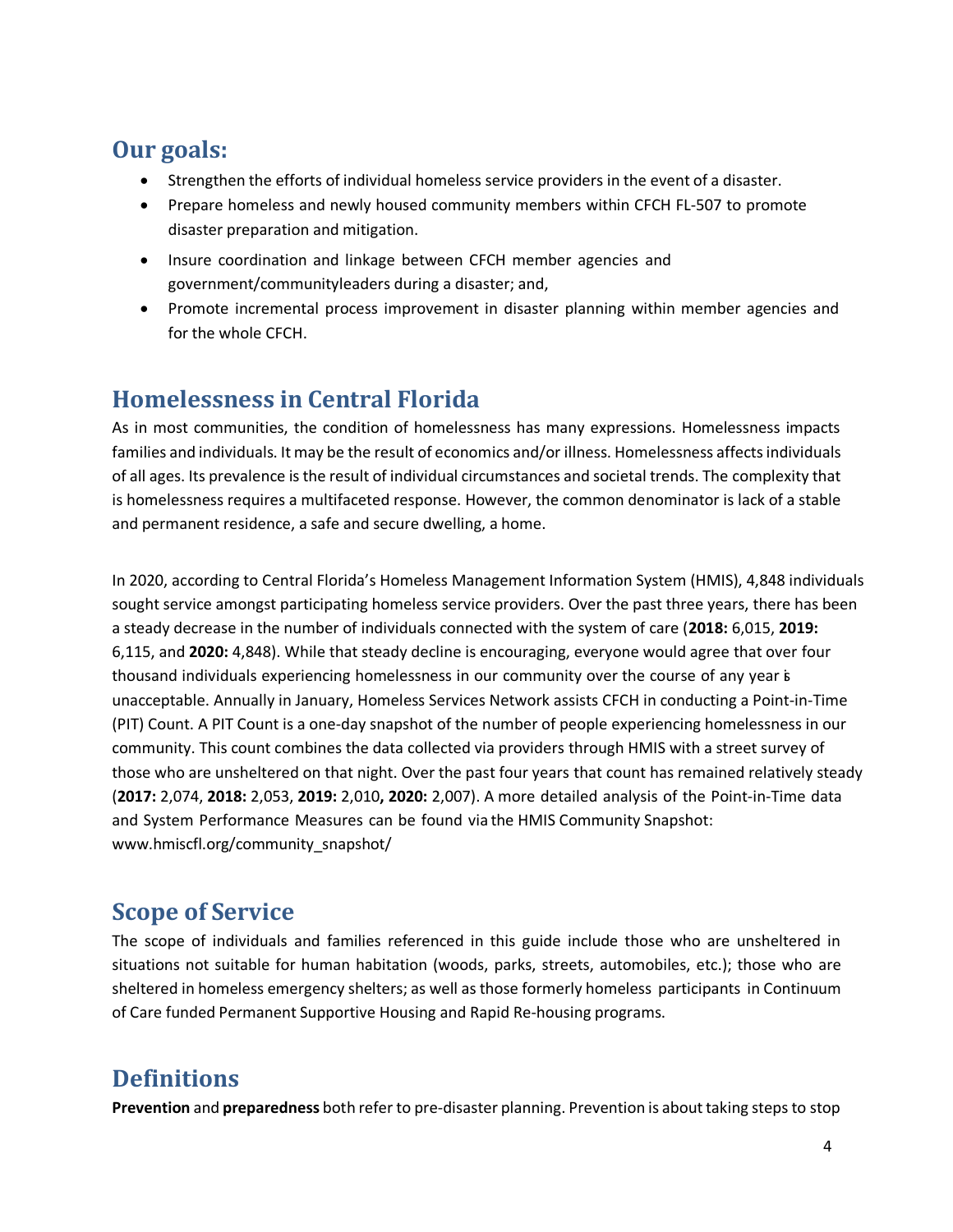## Our goals:

- Strengthen the efforts of individual homeless service providers in the event of a disaster.
- Prepare homeless and newly housed community members within CFCH FL-507 to promote disaster preparation and mitigation.
- Insure coordination and linkage between CFCH member agencies and government/communityleaders during a disaster; and,
- Promote incremental process improvement in disaster planning within member agencies and for the whole CFCH.

## Homelessness in Central Florida

As in most communities, the condition of homelessness has many expressions. Homelessness impacts families and individuals. It may be the result of economics and/or illness. Homelessness affects individuals of all ages. Its prevalence is the result of individual circumstances and societal trends. The complexity that is homelessness requires a multifaceted response. However, the common denominator is lack of a stable and permanent residence, a safe and secure dwelling, a home.

In 2020, according to Central Florida's Homeless Management Information System (HMIS), 4,848 individuals sought service amongst participating homeless service providers. Over the past three years, there has been a steady decrease in the number of individuals connected with the system of care (**2018:** 6,015, **2019:** 6,115, and **2020:** 4,848). While that steady decline is encouraging, everyone would agree that over four thousand individuals experiencing homelessness in our community over the course of any year is unacceptable. Annually in January, Homeless Services Network assists CFCH in conducting a Point-in-Time (PIT) Count. A PIT Count is a one-day snapshot of the number of people experiencing homelessness in our community. This count combines the data collected via providers through HMIS with a street survey of those who are unsheltered on that night. Over the past four years that count has remained relatively steady (**2017:** 2,074, **2018:** 2,053, **2019:** 2,010**, 2020:** 2,007). A more detailed analysis of the Point-in-Time data and System Performance Measures can be found via the HMIS Community Snapshot: www.hmiscfl.org/community_snapshot/

## Scope of Service

The scope of individuals and families referenced in this guide include those who are unsheltered in situations not suitable for human habitation (woods, parks, streets, automobiles, etc.); those who are sheltered in homeless emergency shelters; as well as those formerly homeless participants in Continuum of Care funded Permanent Supportive Housing and Rapid Re-housing programs.

## Definitions

**Prevention** and **preparedness** both refer to pre-disaster planning. Prevention is about taking steps to stop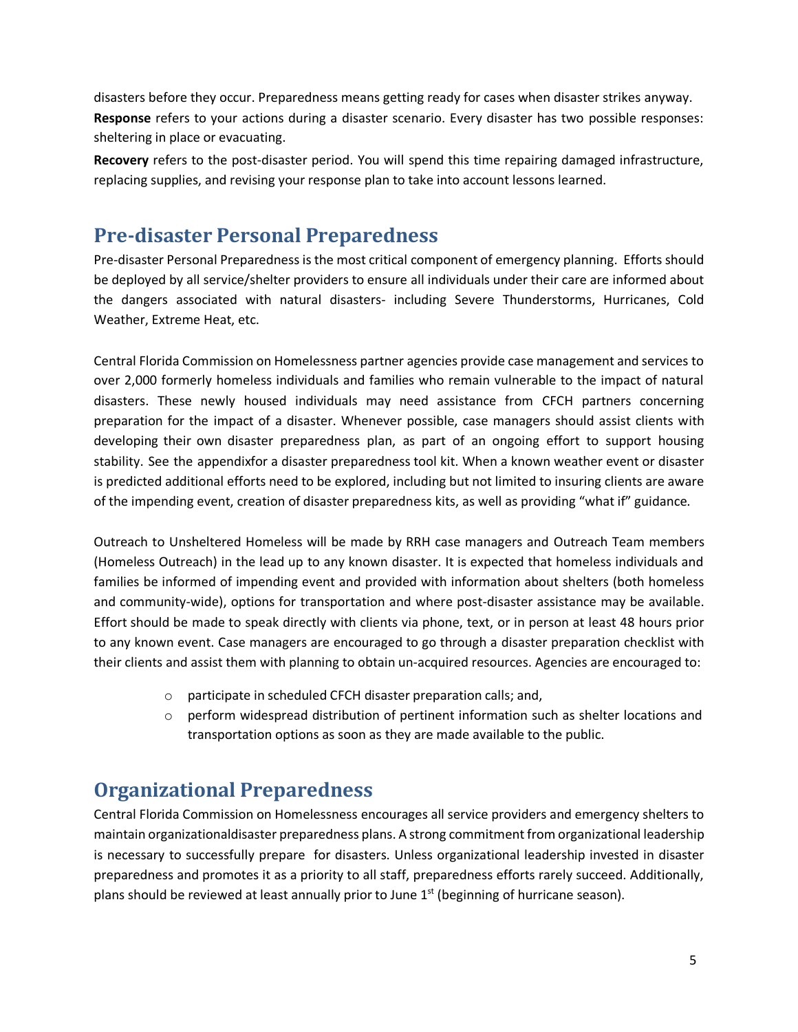disasters before they occur. Preparedness means getting ready for cases when disaster strikes anyway.

**Response** refers to your actions during a disaster scenario. Every disaster has two possible responses: sheltering in place or evacuating.

**Recovery** refers to the post-disaster period. You will spend this time repairing damaged infrastructure, replacing supplies, and revising your response plan to take into account lessons learned.

## Pre-disaster Personal Preparedness

Pre-disaster Personal Preparedness is the most critical component of emergency planning. Efforts should be deployed by all service/shelter providers to ensure all individuals under their care are informed about the dangers associated with natural disasters- including Severe Thunderstorms, Hurricanes, Cold Weather, Extreme Heat, etc.

Central Florida Commission on Homelessness partner agencies provide case management and services to over 2,000 formerly homeless individuals and families who remain vulnerable to the impact of natural disasters. These newly housed individuals may need assistance from CFCH partners concerning preparation for the impact of a disaster. Whenever possible, case managers should assist clients with developing their own disaster preparedness plan, as part of an ongoing effort to support housing stability. See the appendixfor a disaster preparedness tool kit. When a known weather event or disaster is predicted additional efforts need to be explored, including but not limited to insuring clients are aware of the impending event, creation of disaster preparedness kits, as well as providing "what if" guidance.

Outreach to Unsheltered Homeless will be made by RRH case managers and Outreach Team members (Homeless Outreach) in the lead up to any known disaster. It is expected that homeless individuals and families be informed of impending event and provided with information about shelters (both homeless and community-wide), options for transportation and where post-disaster assistance may be available. Effort should be made to speak directly with clients via phone, text, or in person at least 48 hours prior to any known event. Case managers are encouraged to go through a disaster preparation checklist with their clients and assist them with planning to obtain un-acquired resources. Agencies are encouraged to:

- participate in scheduled CFCH disaster preparation calls; and,
- perform widespread distribution of pertinent information such as shelter locations and transportation options as soon as they are made available to the public.

## Organizational Preparedness

Central Florida Commission on Homelessness encourages all service providers and emergency shelters to maintain organizationaldisaster preparedness plans. A strong commitment from organizational leadership is necessary to successfully prepare for disasters. Unless organizational leadership invested in disaster preparedness and promotes it as a priority to all staff, preparedness efforts rarely succeed. Additionally, plans should be reviewed at least annually prior to June 1st (beginning of hurricane season).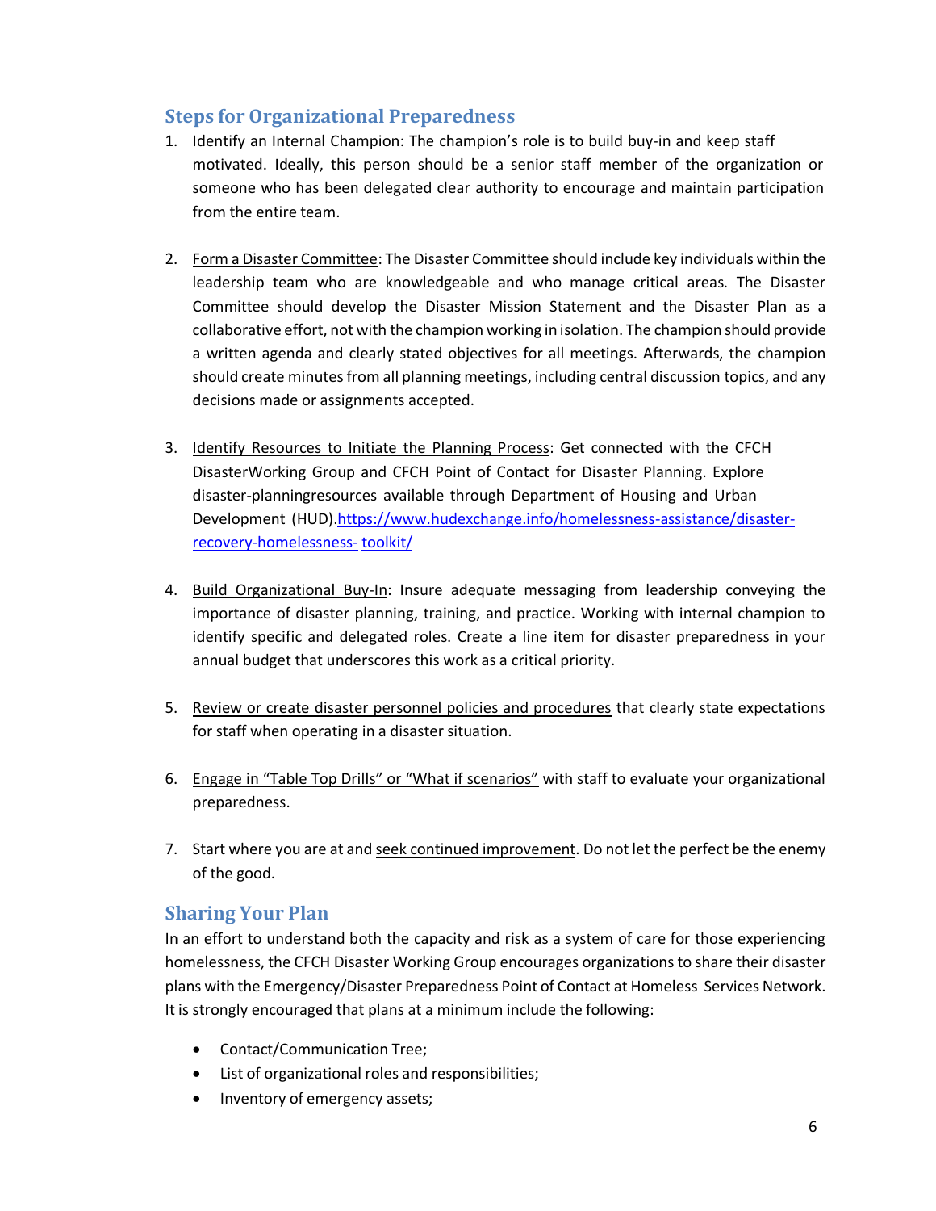## Steps for Organizational Preparedness

1. Identify an Internal Champion: The champion's role is to build buy-in and keep staff motivated. Ideally, this person should be a senior staff member of the organization or someone who has been delegated clear authority to encourage and maintain participation from the entire team.

2. Form a Disaster Committee: The Disaster Committee should include key individuals within the leadership team who are knowledgeable and who manage critical areas. The Disaster Committee should develop the Disaster Mission Statement and the Disaster Plan as a collaborative effort, not with the champion working in isolation. The champion should provide a written agenda and clearly stated objectives for all meetings. Afterwards, the champion should create minutes from all planning meetings, including central discussion topics, and any decisions made or assignments accepted.

3. Identify Resources to Initiate the Planning Process: Get connected with the CFCH DisasterWorking Group and CFCH Point of Contact for Disaster Planning. Explore disaster-planningresources available through Department of Housing and Urban Development (HUD).https://www.hudexchange.info/homelessness-assistance/disaster-recovery-homelessness- toolkit/

4. Build Organizational Buy-In: Insure adequate messaging from leadership conveying the importance of disaster planning, training, and practice. Working with internal champion to identify specific and delegated roles. Create a line item for disaster preparedness in your annual budget that underscores this work as a critical priority.

5. Review or create disaster personnel policies and procedures that clearly state expectations for staff when operating in a disaster situation.

6. Engage in "Table Top Drills" or "What if scenarios" with staff to evaluate your organizational preparedness.

7. Start where you are at and seek continued improvement. Do not let the perfect be the enemy of the good.

## Sharing Your Plan

In an effort to understand both the capacity and risk as a system of care for those experiencing homelessness, the CFCH Disaster Working Group encourages organizations to share their disaster plans with the Emergency/Disaster Preparedness Point of Contact at Homeless Services Network. It is strongly encouraged that plans at a minimum include the following:

- Contact/Communication Tree;
- List of organizational roles and responsibilities;
- Inventory of emergency assets;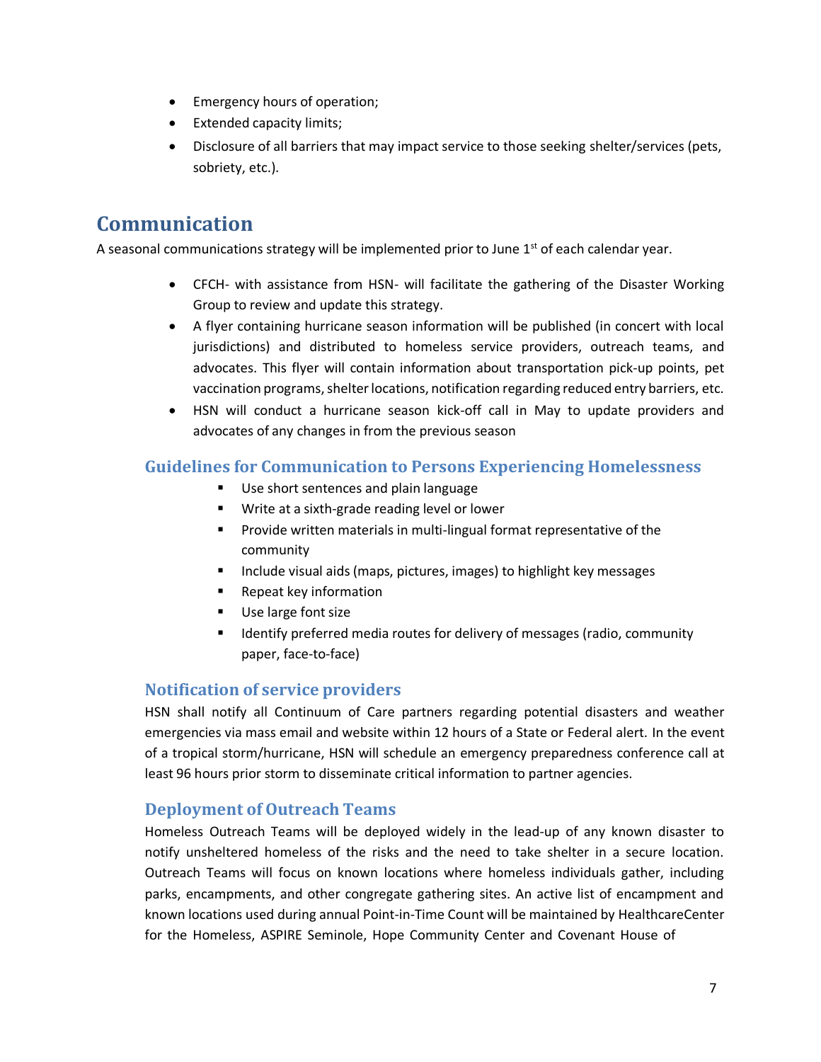- Emergency hours of operation;
- Extended capacity limits;
- Disclosure of all barriers that may impact service to those seeking shelter/services (pets, sobriety, etc.).

## Communication

A seasonal communications strategy will be implemented prior to June 1st of each calendar year.

- CFCH- with assistance from HSN- will facilitate the gathering of the Disaster Working Group to review and update this strategy.
- A flyer containing hurricane season information will be published (in concert with local jurisdictions) and distributed to homeless service providers, outreach teams, and advocates. This flyer will contain information about transportation pick-up points, pet vaccination programs, shelter locations, notification regarding reduced entry barriers, etc.
- HSN will conduct a hurricane season kick-off call in May to update providers and advocates of any changes in from the previous season

### Guidelines for Communication to Persons Experiencing Homelessness

- Use short sentences and plain language
- Write at a sixth-grade reading level or lower
- Provide written materials in multi-lingual format representative of the community
- Include visual aids (maps, pictures, images) to highlight key messages
- Repeat key information
- Use large font size
- Identify preferred media routes for delivery of messages (radio, community paper, face-to-face)

### Notification of service providers

HSN shall notify all Continuum of Care partners regarding potential disasters and weather emergencies via mass email and website within 12 hours of a State or Federal alert. In the event of a tropical storm/hurricane, HSN will schedule an emergency preparedness conference call at least 96 hours prior storm to disseminate critical information to partner agencies.

### Deployment of Outreach Teams

Homeless Outreach Teams will be deployed widely in the lead-up of any known disaster to notify unsheltered homeless of the risks and the need to take shelter in a secure location. Outreach Teams will focus on known locations where homeless individuals gather, including parks, encampments, and other congregate gathering sites. An active list of encampment and known locations used during annual Point-in-Time Count will be maintained by HealthcareCenter for the Homeless, ASPIRE Seminole, Hope Community Center and Covenant House of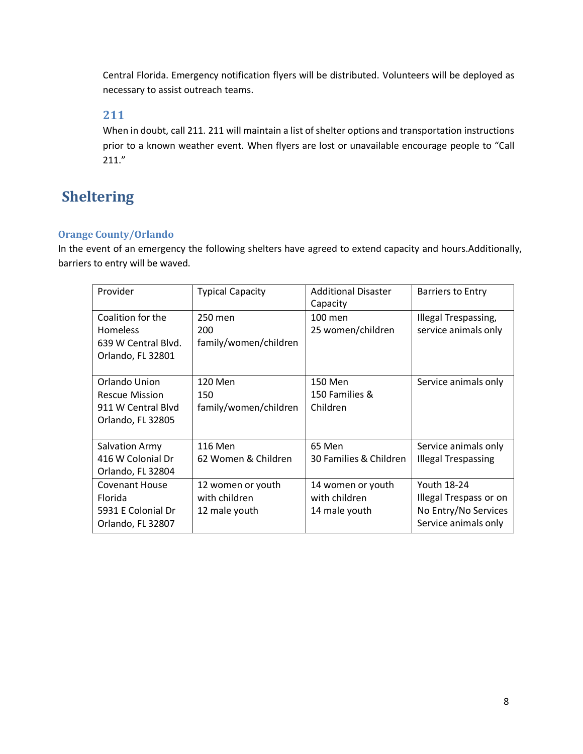Central Florida. Emergency notification flyers will be distributed. Volunteers will be deployed as necessary to assist outreach teams.

### 211

When in doubt, call 211. 211 will maintain a list of shelter options and transportation instructions prior to a known weather event. When flyers are lost or unavailable encourage people to "Call 211."

## Sheltering

### Orange County/Orlando

In the event of an emergency the following shelters have agreed to extend capacity and hours.Additionally, barriers to entry will be waved.

| Provider | Typical Capacity | Additional Disaster Capacity | Barriers to Entry |
|---|---|---|---|
| Coalition for the Homeless<br>639 W Central Blvd.<br>Orlando, FL 32801 | 250 men<br>200 family/women/children | 100 men<br>25 women/children | Illegal Trespassing, service animals only |
| Orlando Union Rescue Mission<br>911 W Central Blvd<br>Orlando, FL 32805 | 120 Men<br>150 family/women/children | 150 Men<br>150 Families & Children | Service animals only |
| Salvation Army<br>416 W Colonial Dr<br>Orlando, FL 32804 | 116 Men<br>62 Women & Children | 65 Men<br>30 Families & Children | Service animals only<br>Illegal Trespassing |
| Covenant House Florida<br>5931 E Colonial Dr<br>Orlando, FL 32807 | 12 women or youth with children<br>12 male youth | 14 women or youth with children<br>14 male youth | Youth 18-24<br>Illegal Trespass or on No Entry/No Services<br>Service animals only |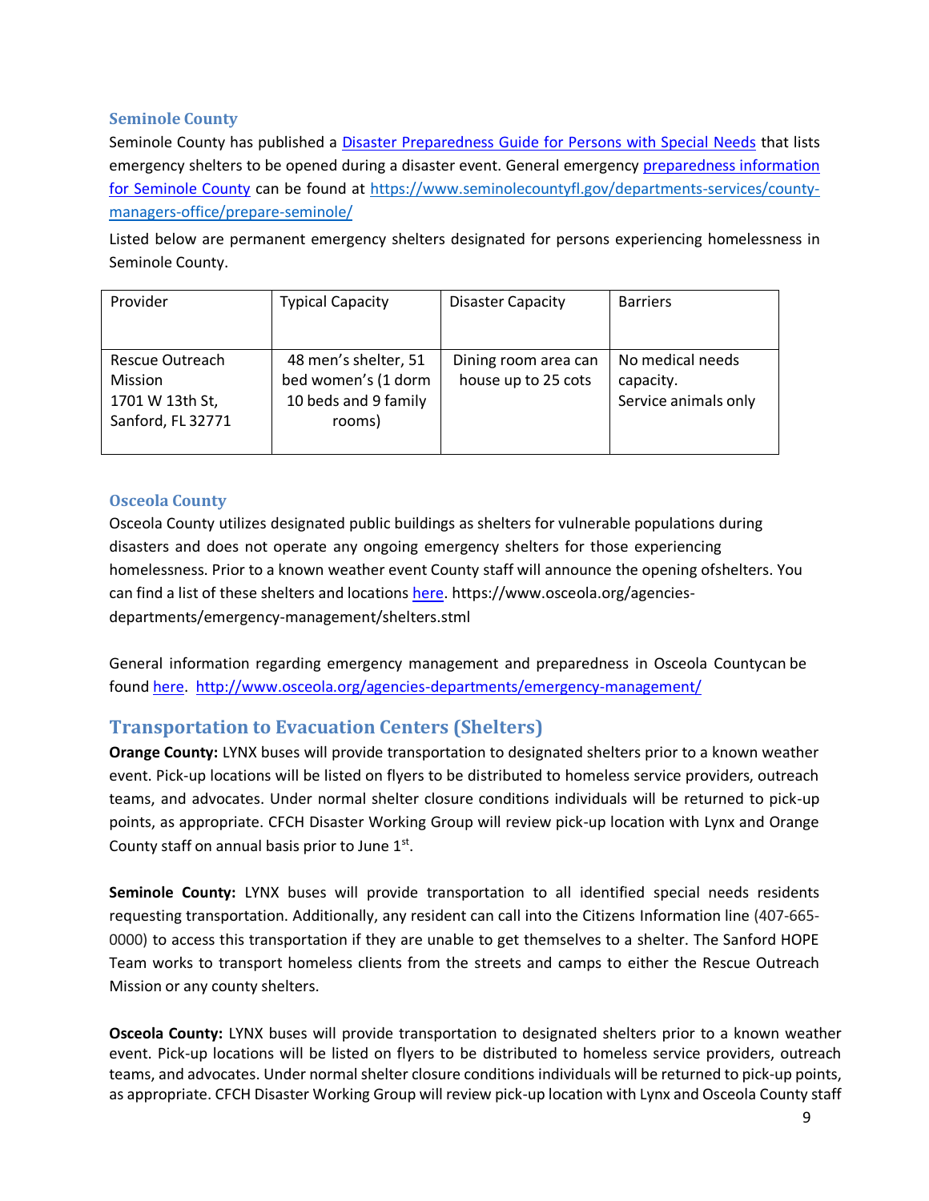### Seminole County

Seminole County has published a [Disaster Preparedness Guide for Persons with Special Needs](#) that lists emergency shelters to be opened during a disaster event. General emergency [preparedness information for Seminole County](#) can be found at [https://www.seminolecountyfl.gov/departments-services/county-managers-office/prepare-seminole/](https://www.seminolecountyfl.gov/departments-services/county-managers-office/prepare-seminole/)

Listed below are permanent emergency shelters designated for persons experiencing homelessness in Seminole County.

| Provider | Typical Capacity | Disaster Capacity | Barriers |
|---|---|---|---|
| Rescue Outreach Mission<br>1701 W 13th St, Sanford, FL 32771 | 48 men's shelter, 51 bed women's (1 dorm 10 beds and 9 family rooms) | Dining room area can house up to 25 cots | No medical needs capacity.<br>Service animals only |

### Osceola County

Osceola County utilizes designated public buildings as shelters for vulnerable populations during disasters and does not operate any ongoing emergency shelters for those experiencing homelessness. Prior to a known weather event County staff will announce the opening ofshelters. You can find a list of these shelters and locations [here](#). https://www.osceola.org/agencies-departments/emergency-management/shelters.stml

General information regarding emergency management and preparedness in Osceola Countycan be found [here](#). [http://www.osceola.org/agencies-departments/emergency-management/](http://www.osceola.org/agencies-departments/emergency-management/)

## Transportation to Evacuation Centers (Shelters)

**Orange County:** LYNX buses will provide transportation to designated shelters prior to a known weather event. Pick-up locations will be listed on flyers to be distributed to homeless service providers, outreach teams, and advocates. Under normal shelter closure conditions individuals will be returned to pick-up points, as appropriate. CFCH Disaster Working Group will review pick-up location with Lynx and Orange County staff on annual basis prior to June 1st.

**Seminole County:** LYNX buses will provide transportation to all identified special needs residents requesting transportation. Additionally, any resident can call into the Citizens Information line (407-665-0000) to access this transportation if they are unable to get themselves to a shelter. The Sanford HOPE Team works to transport homeless clients from the streets and camps to either the Rescue Outreach Mission or any county shelters.

**Osceola County:** LYNX buses will provide transportation to designated shelters prior to a known weather event. Pick-up locations will be listed on flyers to be distributed to homeless service providers, outreach teams, and advocates. Under normal shelter closure conditions individuals will be returned to pick-up points, as appropriate. CFCH Disaster Working Group will review pick-up location with Lynx and Osceola County staff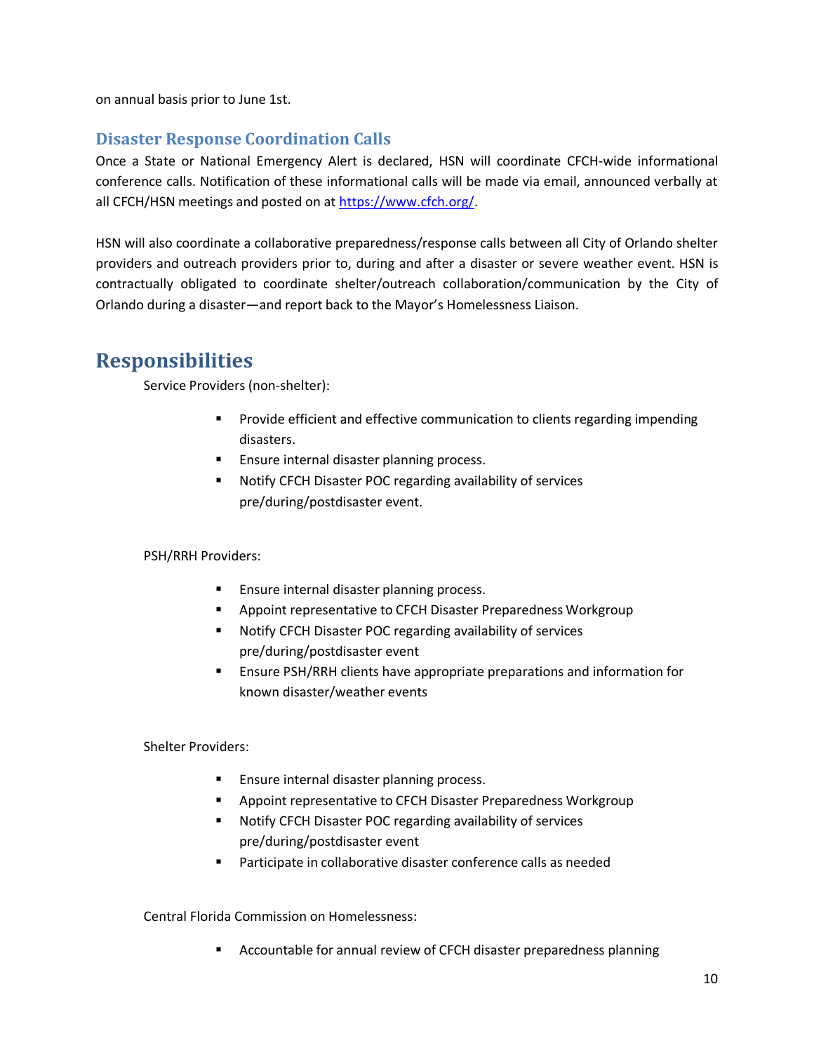on annual basis prior to June 1st.

### Disaster Response Coordination Calls

Once a State or National Emergency Alert is declared, HSN will coordinate CFCH-wide informational conference calls. Notification of these informational calls will be made via email, announced verbally at all CFCH/HSN meetings and posted on at [https://www.cfch.org/](https://www.cfch.org/).

HSN will also coordinate a collaborative preparedness/response calls between all City of Orlando shelter providers and outreach providers prior to, during and after a disaster or severe weather event. HSN is contractually obligated to coordinate shelter/outreach collaboration/communication by the City of Orlando during a disaster—and report back to the Mayor's Homelessness Liaison.

## Responsibilities

Service Providers (non-shelter):

- Provide efficient and effective communication to clients regarding impending disasters.
- Ensure internal disaster planning process.
- Notify CFCH Disaster POC regarding availability of services pre/during/postdisaster event.

PSH/RRH Providers:

- Ensure internal disaster planning process.
- Appoint representative to CFCH Disaster Preparedness Workgroup
- Notify CFCH Disaster POC regarding availability of services pre/during/postdisaster event
- Ensure PSH/RRH clients have appropriate preparations and information for known disaster/weather events

Shelter Providers:

- Ensure internal disaster planning process.
- Appoint representative to CFCH Disaster Preparedness Workgroup
- Notify CFCH Disaster POC regarding availability of services pre/during/postdisaster event
- Participate in collaborative disaster conference calls as needed

Central Florida Commission on Homelessness:

- Accountable for annual review of CFCH disaster preparedness planning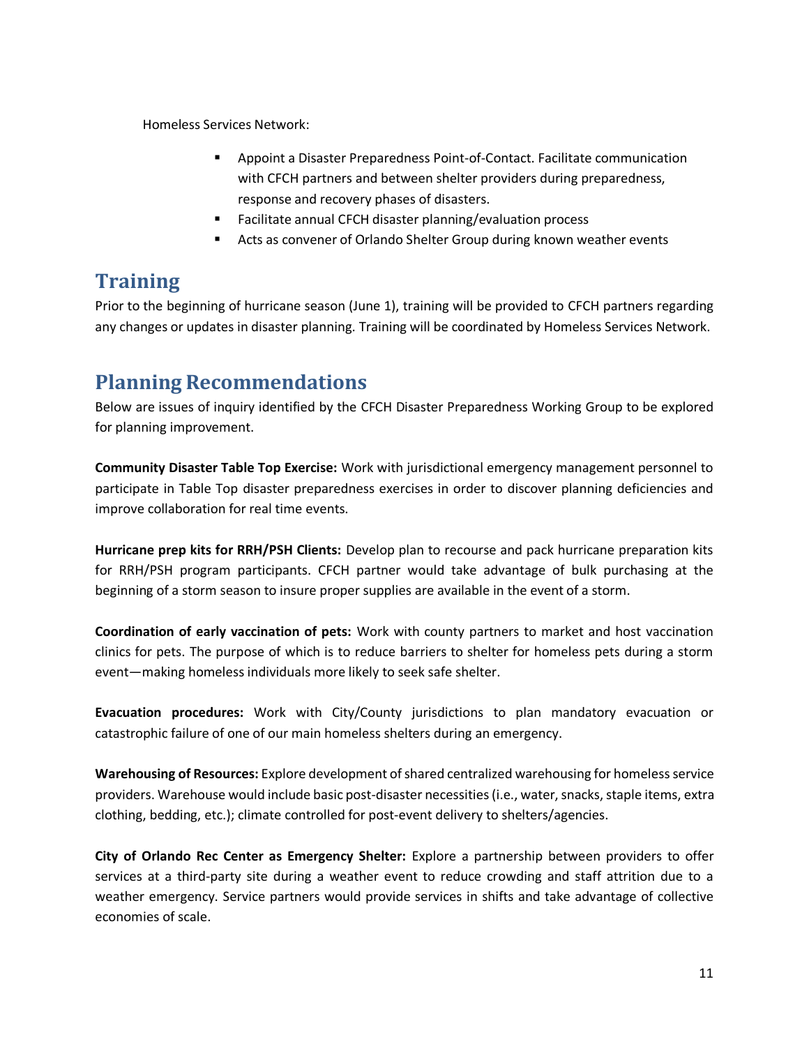Homeless Services Network:

- Appoint a Disaster Preparedness Point-of-Contact. Facilitate communication with CFCH partners and between shelter providers during preparedness, response and recovery phases of disasters.
- Facilitate annual CFCH disaster planning/evaluation process
- Acts as convener of Orlando Shelter Group during known weather events

## Training

Prior to the beginning of hurricane season (June 1), training will be provided to CFCH partners regarding any changes or updates in disaster planning. Training will be coordinated by Homeless Services Network.

## Planning Recommendations

Below are issues of inquiry identified by the CFCH Disaster Preparedness Working Group to be explored for planning improvement.

**Community Disaster Table Top Exercise:** Work with jurisdictional emergency management personnel to participate in Table Top disaster preparedness exercises in order to discover planning deficiencies and improve collaboration for real time events.

**Hurricane prep kits for RRH/PSH Clients:** Develop plan to recourse and pack hurricane preparation kits for RRH/PSH program participants. CFCH partner would take advantage of bulk purchasing at the beginning of a storm season to insure proper supplies are available in the event of a storm.

**Coordination of early vaccination of pets:** Work with county partners to market and host vaccination clinics for pets. The purpose of which is to reduce barriers to shelter for homeless pets during a storm event—making homeless individuals more likely to seek safe shelter.

**Evacuation procedures:** Work with City/County jurisdictions to plan mandatory evacuation or catastrophic failure of one of our main homeless shelters during an emergency.

**Warehousing of Resources:** Explore development of shared centralized warehousing for homeless service providers. Warehouse would include basic post-disaster necessities (i.e., water, snacks, staple items, extra clothing, bedding, etc.); climate controlled for post-event delivery to shelters/agencies.

**City of Orlando Rec Center as Emergency Shelter:** Explore a partnership between providers to offer services at a third-party site during a weather event to reduce crowding and staff attrition due to a weather emergency. Service partners would provide services in shifts and take advantage of collective economies of scale.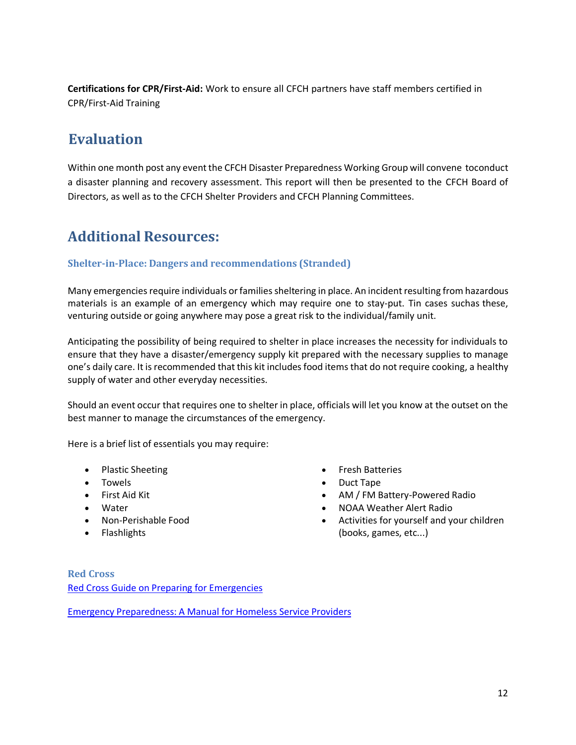**Certifications for CPR/First-Aid:** Work to ensure all CFCH partners have staff members certified in CPR/First-Aid Training

## Evaluation

Within one month post any event the CFCH Disaster Preparedness Working Group will convene toconduct a disaster planning and recovery assessment. This report will then be presented to the CFCH Board of Directors, as well as to the CFCH Shelter Providers and CFCH Planning Committees.

## Additional Resources:

### Shelter-in-Place: Dangers and recommendations (Stranded)

Many emergencies require individuals or families sheltering in place. An incident resulting from hazardous materials is an example of an emergency which may require one to stay-put. Tin cases suchas these, venturing outside or going anywhere may pose a great risk to the individual/family unit.

Anticipating the possibility of being required to shelter in place increases the necessity for individuals to ensure that they have a disaster/emergency supply kit prepared with the necessary supplies to manage one's daily care. It is recommended that this kit includes food items that do not require cooking, a healthy supply of water and other everyday necessities.

Should an event occur that requires one to shelter in place, officials will let you know at the outset on the best manner to manage the circumstances of the emergency.

Here is a brief list of essentials you may require:

- Plastic Sheeting
- Towels
- First Aid Kit
- Water
- Non-Perishable Food
- Flashlights
- Fresh Batteries
- Duct Tape
- AM / FM Battery-Powered Radio
- NOAA Weather Alert Radio
- Activities for yourself and your children (books, games, etc...)

### Red Cross

Red Cross Guide on Preparing for Emergencies

Emergency Preparedness: A Manual for Homeless Service Providers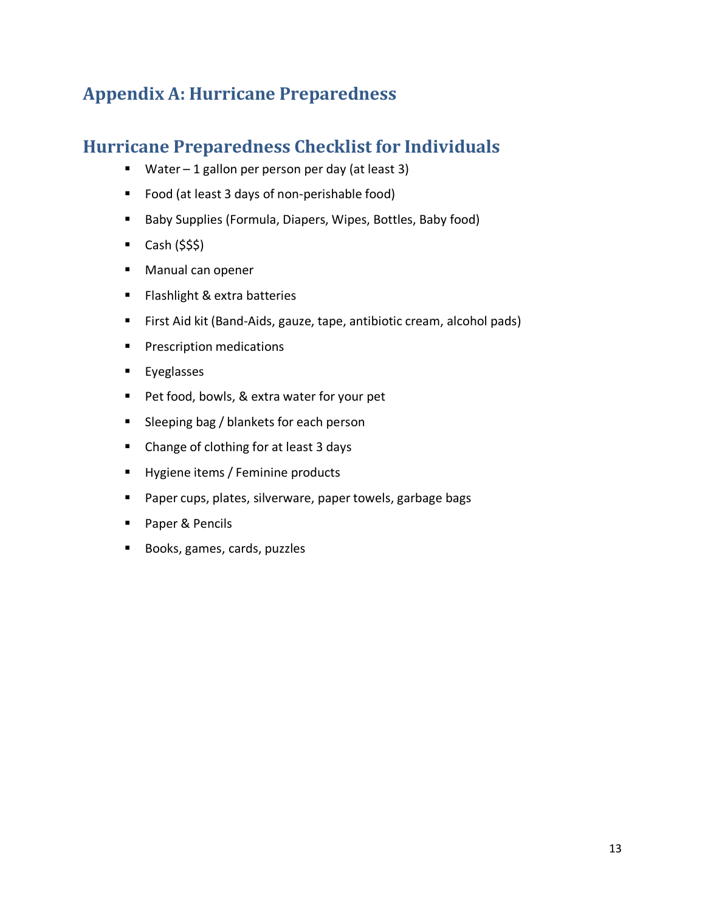# Appendix A: Hurricane Preparedness

## Hurricane Preparedness Checklist for Individuals

- Water – 1 gallon per person per day (at least 3)
- Food (at least 3 days of non-perishable food)
- Baby Supplies (Formula, Diapers, Wipes, Bottles, Baby food)
- Cash ($$$)
- Manual can opener
- Flashlight & extra batteries
- First Aid kit (Band-Aids, gauze, tape, antibiotic cream, alcohol pads)
- Prescription medications
- Eyeglasses
- Pet food, bowls, & extra water for your pet
- Sleeping bag / blankets for each person
- Change of clothing for at least 3 days
- Hygiene items / Feminine products
- Paper cups, plates, silverware, paper towels, garbage bags
- Paper & Pencils
- Books, games, cards, puzzles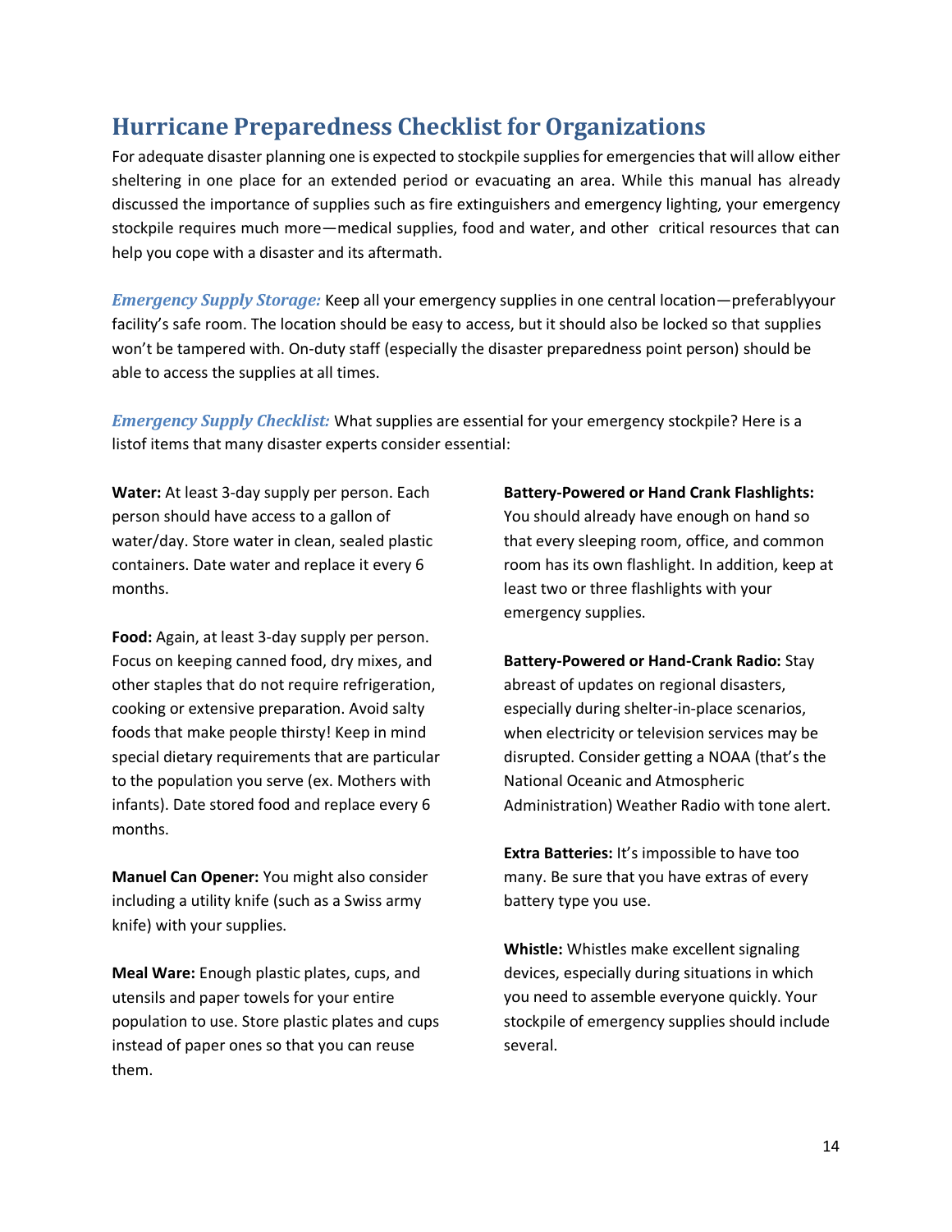## Hurricane Preparedness Checklist for Organizations

For adequate disaster planning one is expected to stockpile supplies for emergencies that will allow either sheltering in one place for an extended period or evacuating an area. While this manual has already discussed the importance of supplies such as fire extinguishers and emergency lighting, your emergency stockpile requires much more—medical supplies, food and water, and other critical resources that can help you cope with a disaster and its aftermath.

***Emergency Supply Storage:*** Keep all your emergency supplies in one central location—preferablyyour facility's safe room. The location should be easy to access, but it should also be locked so that supplies won't be tampered with. On-duty staff (especially the disaster preparedness point person) should be able to access the supplies at all times.

***Emergency Supply Checklist:*** What supplies are essential for your emergency stockpile? Here is a listof items that many disaster experts consider essential:

**Water:** At least 3-day supply per person. Each person should have access to a gallon of water/day. Store water in clean, sealed plastic containers. Date water and replace it every 6 months.

**Food:** Again, at least 3-day supply per person. Focus on keeping canned food, dry mixes, and other staples that do not require refrigeration, cooking or extensive preparation. Avoid salty foods that make people thirsty! Keep in mind special dietary requirements that are particular to the population you serve (ex. Mothers with infants). Date stored food and replace every 6 months.

**Manuel Can Opener:** You might also consider including a utility knife (such as a Swiss army knife) with your supplies.

**Meal Ware:** Enough plastic plates, cups, and utensils and paper towels for your entire population to use. Store plastic plates and cups instead of paper ones so that you can reuse them.

**Battery-Powered or Hand Crank Flashlights:** You should already have enough on hand so that every sleeping room, office, and common room has its own flashlight. In addition, keep at least two or three flashlights with your emergency supplies.

**Battery-Powered or Hand-Crank Radio:** Stay abreast of updates on regional disasters, especially during shelter-in-place scenarios, when electricity or television services may be disrupted. Consider getting a NOAA (that's the National Oceanic and Atmospheric Administration) Weather Radio with tone alert.

**Extra Batteries:** It's impossible to have too many. Be sure that you have extras of every battery type you use.

**Whistle:** Whistles make excellent signaling devices, especially during situations in which you need to assemble everyone quickly. Your stockpile of emergency supplies should include several.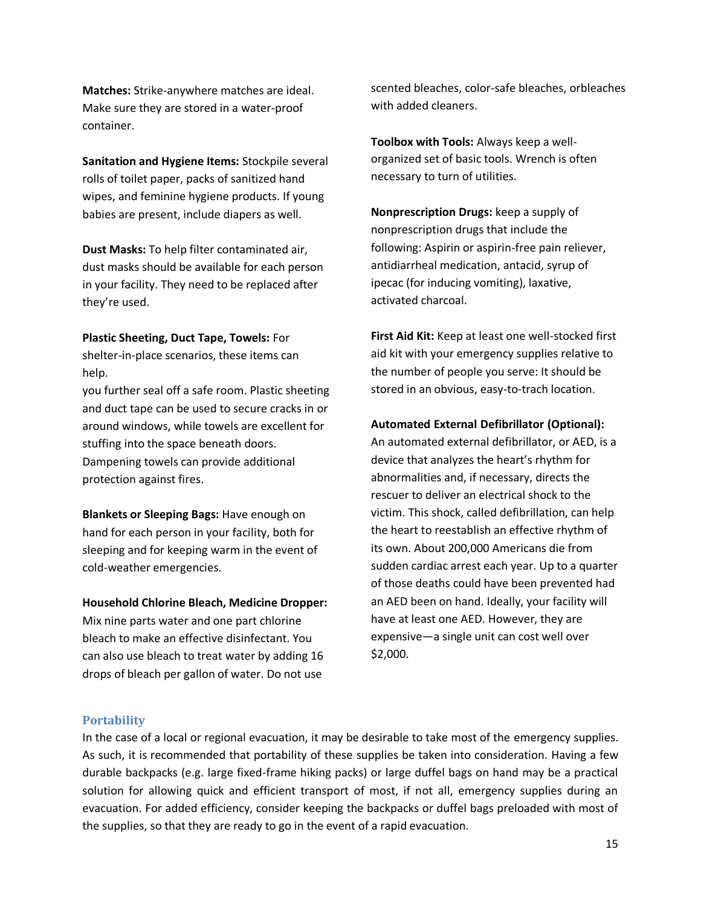**Matches:** Strike-anywhere matches are ideal. Make sure they are stored in a water-proof container.

**Sanitation and Hygiene Items:** Stockpile several rolls of toilet paper, packs of sanitized hand wipes, and feminine hygiene products. If young babies are present, include diapers as well.

**Dust Masks:** To help filter contaminated air, dust masks should be available for each person in your facility. They need to be replaced after they're used.

**Plastic Sheeting, Duct Tape, Towels:** For shelter-in-place scenarios, these items can help.

you further seal off a safe room. Plastic sheeting and duct tape can be used to secure cracks in or around windows, while towels are excellent for stuffing into the space beneath doors. Dampening towels can provide additional protection against fires.

**Blankets or Sleeping Bags:** Have enough on hand for each person in your facility, both for sleeping and for keeping warm in the event of cold-weather emergencies.

**Household Chlorine Bleach, Medicine Dropper:** Mix nine parts water and one part chlorine bleach to make an effective disinfectant. You can also use bleach to treat water by adding 16 drops of bleach per gallon of water. Do not use scented bleaches, color-safe bleaches, orbleaches with added cleaners.

**Toolbox with Tools:** Always keep a well-organized set of basic tools. Wrench is often necessary to turn of utilities.

**Nonprescription Drugs:** keep a supply of nonprescription drugs that include the following: Aspirin or aspirin-free pain reliever, antidiarrheal medication, antacid, syrup of ipecac (for inducing vomiting), laxative, activated charcoal.

**First Aid Kit:** Keep at least one well-stocked first aid kit with your emergency supplies relative to the number of people you serve: It should be stored in an obvious, easy-to-trach location.

**Automated External Defibrillator (Optional):** An automated external defibrillator, or AED, is a device that analyzes the heart's rhythm for abnormalities and, if necessary, directs the rescuer to deliver an electrical shock to the victim. This shock, called defibrillation, can help the heart to reestablish an effective rhythm of its own. About 200,000 Americans die from sudden cardiac arrest each year. Up to a quarter of those deaths could have been prevented had an AED been on hand. Ideally, your facility will have at least one AED. However, they are expensive—a single unit can cost well over $2,000.

## Portability

In the case of a local or regional evacuation, it may be desirable to take most of the emergency supplies. As such, it is recommended that portability of these supplies be taken into consideration. Having a few durable backpacks (e.g. large fixed-frame hiking packs) or large duffel bags on hand may be a practical solution for allowing quick and efficient transport of most, if not all, emergency supplies during an evacuation. For added efficiency, consider keeping the backpacks or duffel bags preloaded with most of the supplies, so that they are ready to go in the event of a rapid evacuation.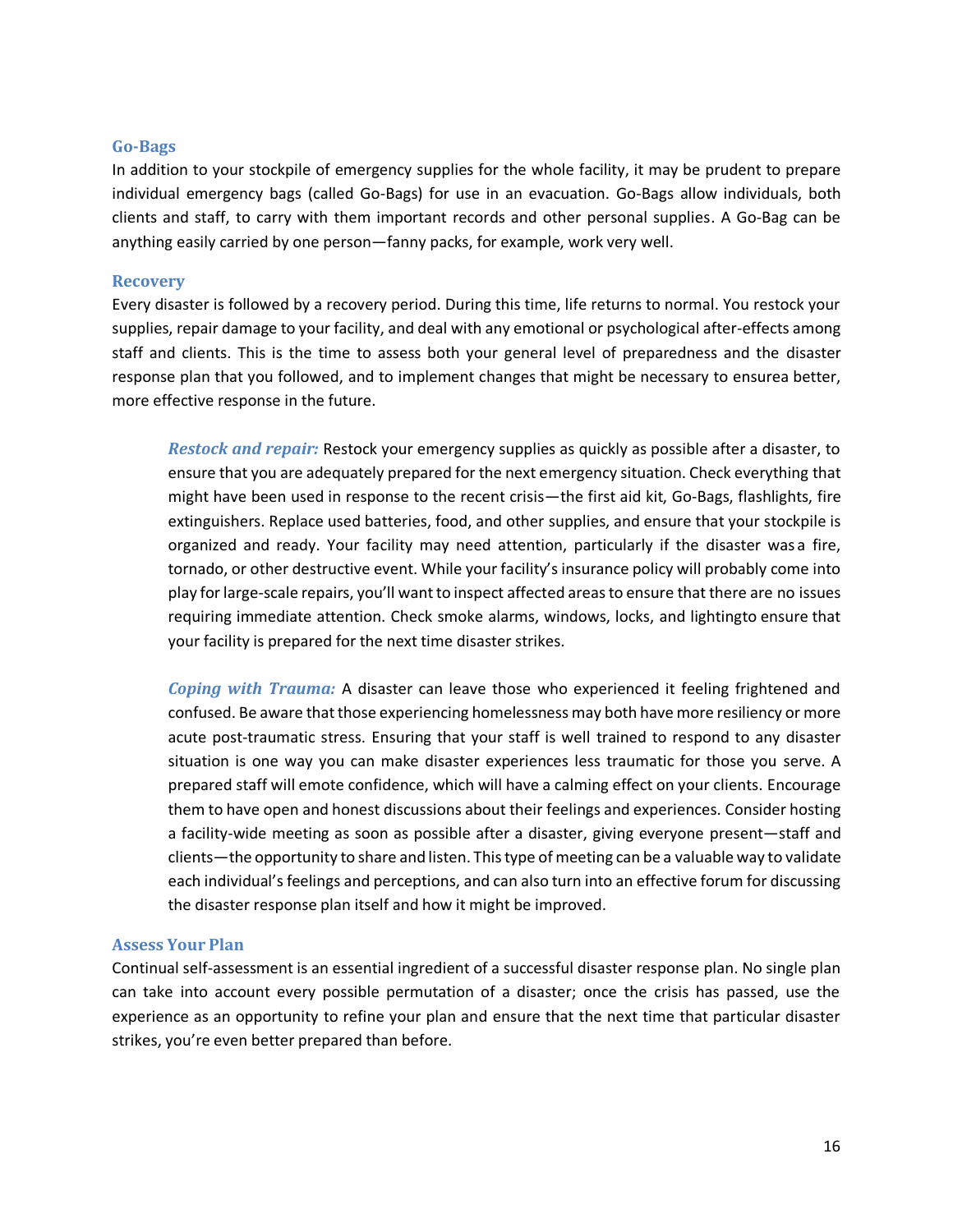### Go-Bags

In addition to your stockpile of emergency supplies for the whole facility, it may be prudent to prepare individual emergency bags (called Go-Bags) for use in an evacuation. Go-Bags allow individuals, both clients and staff, to carry with them important records and other personal supplies. A Go-Bag can be anything easily carried by one person—fanny packs, for example, work very well.

### Recovery

Every disaster is followed by a recovery period. During this time, life returns to normal. You restock your supplies, repair damage to your facility, and deal with any emotional or psychological after-effects among staff and clients. This is the time to assess both your general level of preparedness and the disaster response plan that you followed, and to implement changes that might be necessary to ensurea better, more effective response in the future.

> ***Restock and repair:*** Restock your emergency supplies as quickly as possible after a disaster, to ensure that you are adequately prepared for the next emergency situation. Check everything that might have been used in response to the recent crisis—the first aid kit, Go-Bags, flashlights, fire extinguishers. Replace used batteries, food, and other supplies, and ensure that your stockpile is organized and ready. Your facility may need attention, particularly if the disaster wasa fire, tornado, or other destructive event. While your facility's insurance policy will probably come into play for large-scale repairs, you'll want to inspect affected areas to ensure that there are no issues requiring immediate attention. Check smoke alarms, windows, locks, and lightingto ensure that your facility is prepared for the next time disaster strikes.
>
> ***Coping with Trauma:*** A disaster can leave those who experienced it feeling frightened and confused. Be aware that those experiencing homelessness may both have more resiliency or more acute post-traumatic stress. Ensuring that your staff is well trained to respond to any disaster situation is one way you can make disaster experiences less traumatic for those you serve. A prepared staff will emote confidence, which will have a calming effect on your clients. Encourage them to have open and honest discussions about their feelings and experiences. Consider hosting a facility-wide meeting as soon as possible after a disaster, giving everyone present—staff and clients—the opportunity to share and listen. This type of meeting can be a valuable way to validate each individual's feelings and perceptions, and can also turn into an effective forum for discussing the disaster response plan itself and how it might be improved.

### Assess Your Plan

Continual self-assessment is an essential ingredient of a successful disaster response plan. No single plan can take into account every possible permutation of a disaster; once the crisis has passed, use the experience as an opportunity to refine your plan and ensure that the next time that particular disaster strikes, you're even better prepared than before.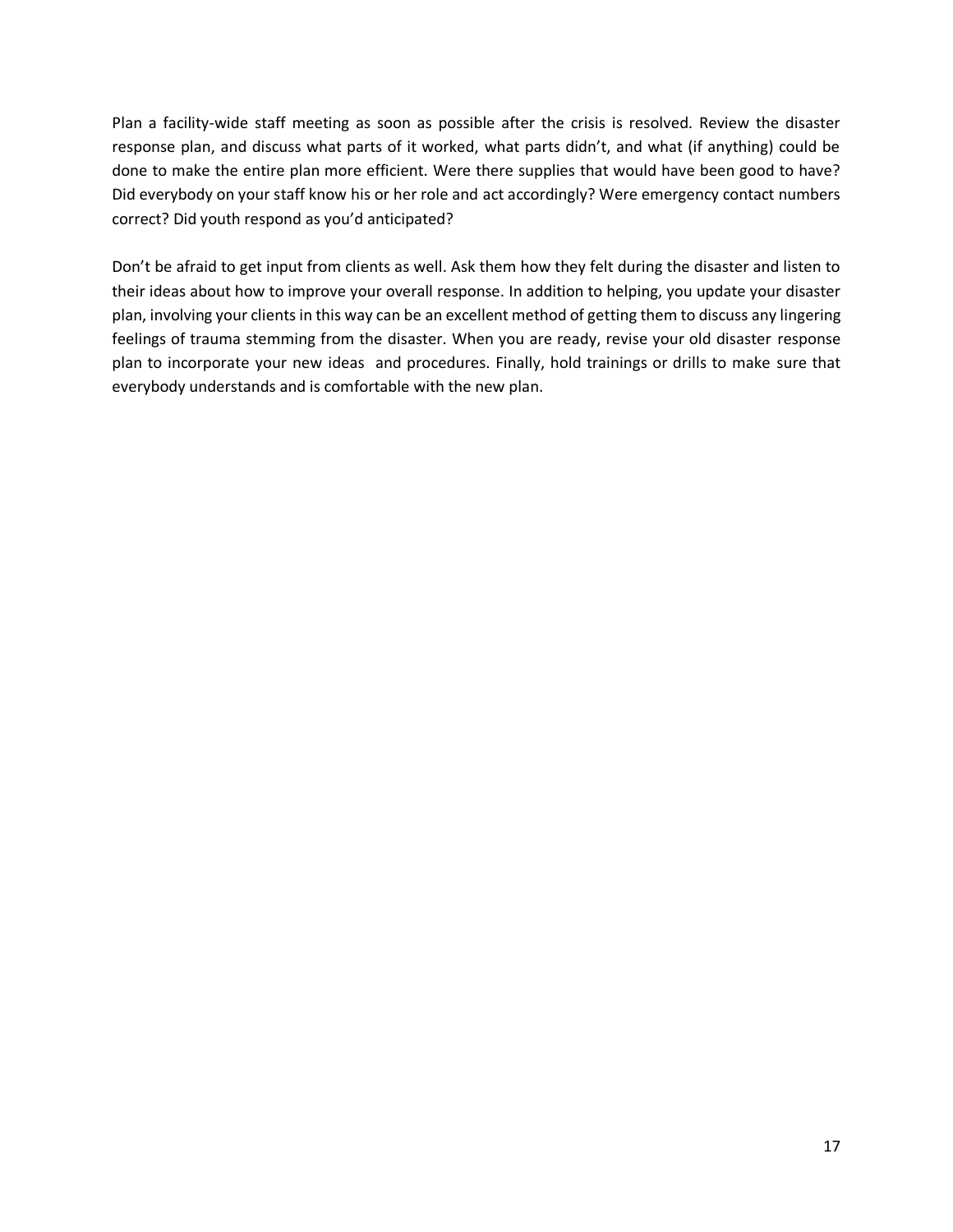Plan a facility-wide staff meeting as soon as possible after the crisis is resolved. Review the disaster response plan, and discuss what parts of it worked, what parts didn't, and what (if anything) could be done to make the entire plan more efficient. Were there supplies that would have been good to have? Did everybody on your staff know his or her role and act accordingly? Were emergency contact numbers correct? Did youth respond as you'd anticipated?

Don't be afraid to get input from clients as well. Ask them how they felt during the disaster and listen to their ideas about how to improve your overall response. In addition to helping, you update your disaster plan, involving your clients in this way can be an excellent method of getting them to discuss any lingering feelings of trauma stemming from the disaster. When you are ready, revise your old disaster response plan to incorporate your new ideas and procedures. Finally, hold trainings or drills to make sure that everybody understands and is comfortable with the new plan.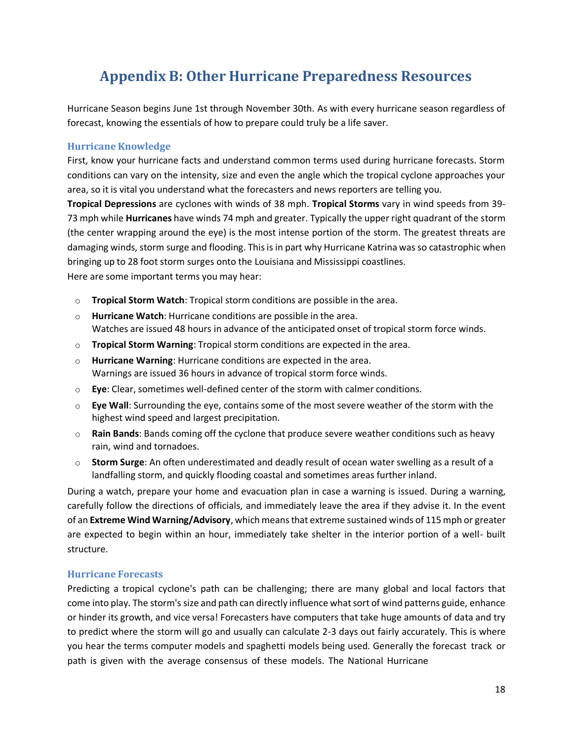# Appendix B: Other Hurricane Preparedness Resources

Hurricane Season begins June 1st through November 30th. As with every hurricane season regardless of forecast, knowing the essentials of how to prepare could truly be a life saver.

### Hurricane Knowledge

First, know your hurricane facts and understand common terms used during hurricane forecasts. Storm conditions can vary on the intensity, size and even the angle which the tropical cyclone approaches your area, so it is vital you understand what the forecasters and news reporters are telling you.

**Tropical Depressions** are cyclones with winds of 38 mph. **Tropical Storms** vary in wind speeds from 39-73 mph while **Hurricanes** have winds 74 mph and greater. Typically the upper right quadrant of the storm (the center wrapping around the eye) is the most intense portion of the storm. The greatest threats are damaging winds, storm surge and flooding. This is in part why Hurricane Katrina was so catastrophic when bringing up to 28 foot storm surges onto the Louisiana and Mississippi coastlines.

Here are some important terms you may hear:

- **Tropical Storm Watch**: Tropical storm conditions are possible in the area.
- **Hurricane Watch**: Hurricane conditions are possible in the area.
  Watches are issued 48 hours in advance of the anticipated onset of tropical storm force winds.
- **Tropical Storm Warning**: Tropical storm conditions are expected in the area.
- **Hurricane Warning**: Hurricane conditions are expected in the area.
  Warnings are issued 36 hours in advance of tropical storm force winds.
- **Eye**: Clear, sometimes well-defined center of the storm with calmer conditions.
- **Eye Wall**: Surrounding the eye, contains some of the most severe weather of the storm with the highest wind speed and largest precipitation.
- **Rain Bands**: Bands coming off the cyclone that produce severe weather conditions such as heavy rain, wind and tornadoes.
- **Storm Surge**: An often underestimated and deadly result of ocean water swelling as a result of a landfalling storm, and quickly flooding coastal and sometimes areas further inland.

During a watch, prepare your home and evacuation plan in case a warning is issued. During a warning, carefully follow the directions of officials, and immediately leave the area if they advise it. In the event of an **Extreme Wind Warning/Advisory**, which means that extreme sustained winds of 115 mph or greater are expected to begin within an hour, immediately take shelter in the interior portion of a well- built structure.

### Hurricane Forecasts

Predicting a tropical cyclone's path can be challenging; there are many global and local factors that come into play. The storm's size and path can directly influence what sort of wind patterns guide, enhance or hinder its growth, and vice versa! Forecasters have computers that take huge amounts of data and try to predict where the storm will go and usually can calculate 2-3 days out fairly accurately. This is where you hear the terms computer models and spaghetti models being used. Generally the forecast track or path is given with the average consensus of these models. The National Hurricane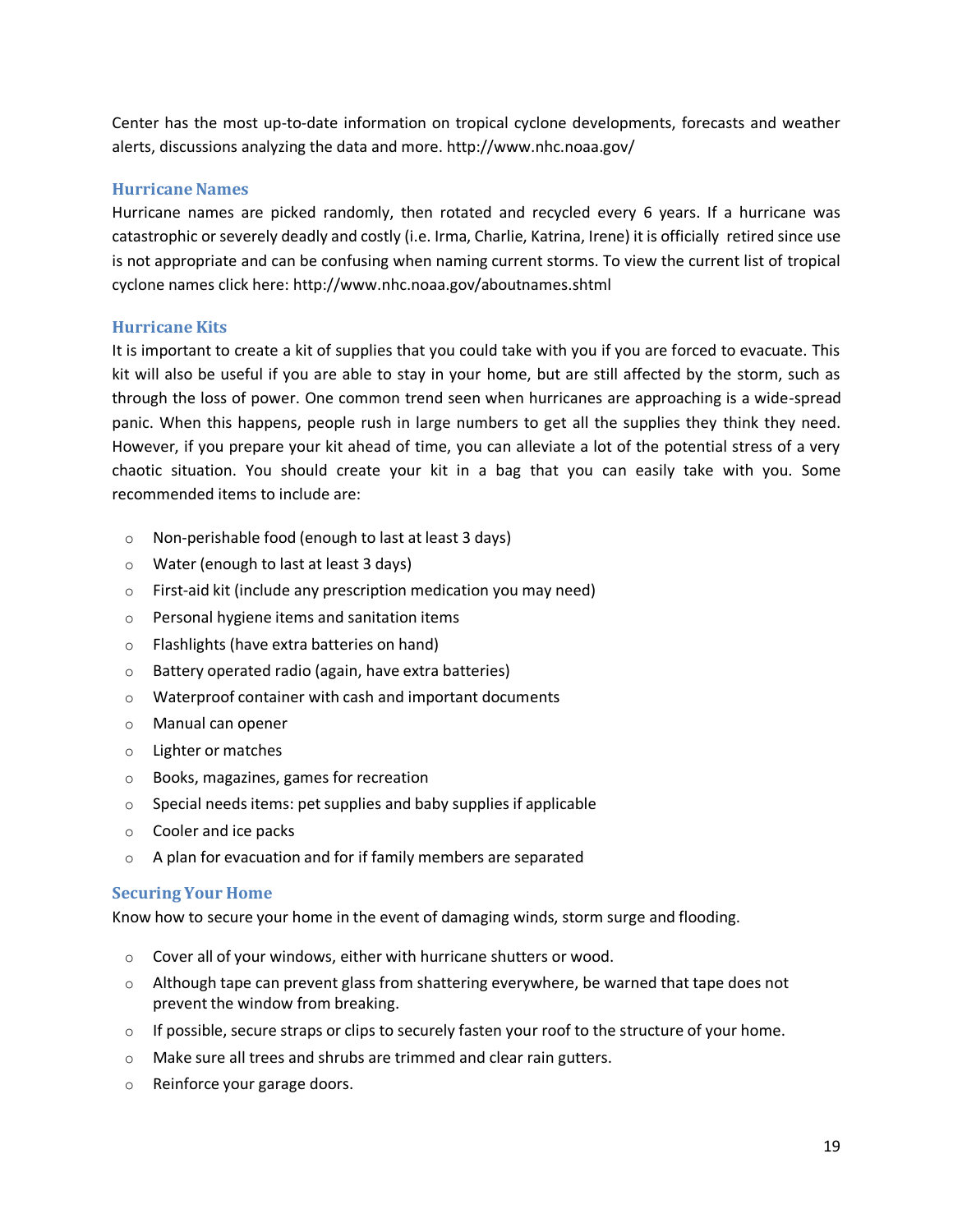Center has the most up-to-date information on tropical cyclone developments, forecasts and weather alerts, discussions analyzing the data and more. http://www.nhc.noaa.gov/

### Hurricane Names

Hurricane names are picked randomly, then rotated and recycled every 6 years. If a hurricane was catastrophic or severely deadly and costly (i.e. Irma, Charlie, Katrina, Irene) it is officially retired since use is not appropriate and can be confusing when naming current storms. To view the current list of tropical cyclone names click here: http://www.nhc.noaa.gov/aboutnames.shtml

### Hurricane Kits

It is important to create a kit of supplies that you could take with you if you are forced to evacuate. This kit will also be useful if you are able to stay in your home, but are still affected by the storm, such as through the loss of power. One common trend seen when hurricanes are approaching is a wide-spread panic. When this happens, people rush in large numbers to get all the supplies they think they need. However, if you prepare your kit ahead of time, you can alleviate a lot of the potential stress of a very chaotic situation. You should create your kit in a bag that you can easily take with you. Some recommended items to include are:

- Non-perishable food (enough to last at least 3 days)
- Water (enough to last at least 3 days)
- First-aid kit (include any prescription medication you may need)
- Personal hygiene items and sanitation items
- Flashlights (have extra batteries on hand)
- Battery operated radio (again, have extra batteries)
- Waterproof container with cash and important documents
- Manual can opener
- Lighter or matches
- Books, magazines, games for recreation
- Special needs items: pet supplies and baby supplies if applicable
- Cooler and ice packs
- A plan for evacuation and for if family members are separated

### Securing Your Home

Know how to secure your home in the event of damaging winds, storm surge and flooding.

- Cover all of your windows, either with hurricane shutters or wood.
- Although tape can prevent glass from shattering everywhere, be warned that tape does not prevent the window from breaking.
- If possible, secure straps or clips to securely fasten your roof to the structure of your home.
- Make sure all trees and shrubs are trimmed and clear rain gutters.
- Reinforce your garage doors.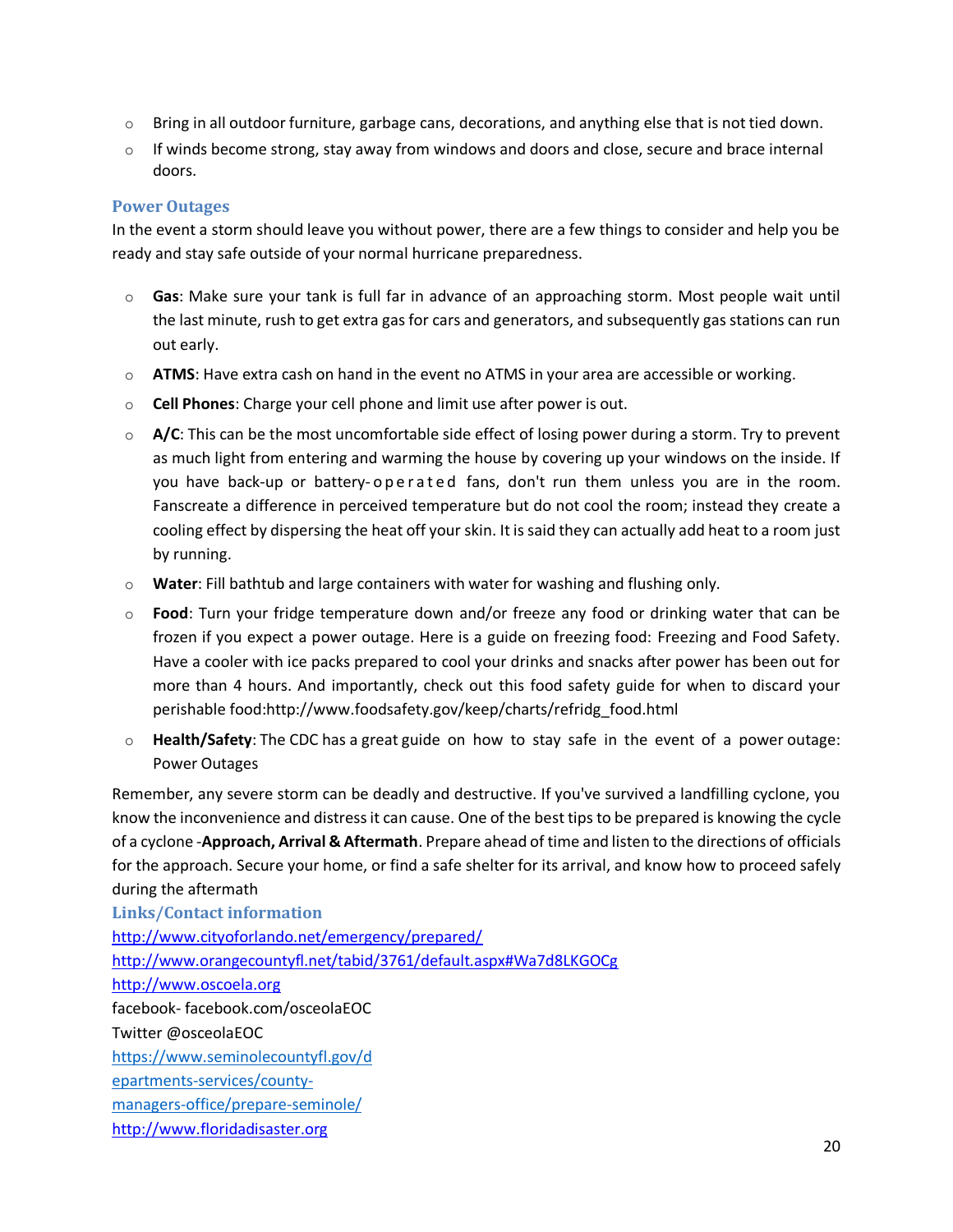- Bring in all outdoor furniture, garbage cans, decorations, and anything else that is not tied down.
- If winds become strong, stay away from windows and doors and close, secure and brace internal doors.

### Power Outages

In the event a storm should leave you without power, there are a few things to consider and help you be ready and stay safe outside of your normal hurricane preparedness.

- **Gas**: Make sure your tank is full far in advance of an approaching storm. Most people wait until the last minute, rush to get extra gas for cars and generators, and subsequently gas stations can run out early.
- **ATMS**: Have extra cash on hand in the event no ATMS in your area are accessible or working.
- **Cell Phones**: Charge your cell phone and limit use after power is out.
- **A/C**: This can be the most uncomfortable side effect of losing power during a storm. Try to prevent as much light from entering and warming the house by covering up your windows on the inside. If you have back-up or battery-operated fans, don't run them unless you are in the room. Fanscreate a difference in perceived temperature but do not cool the room; instead they create a cooling effect by dispersing the heat off your skin. It is said they can actually add heat to a room just by running.
- **Water**: Fill bathtub and large containers with water for washing and flushing only.
- **Food**: Turn your fridge temperature down and/or freeze any food or drinking water that can be frozen if you expect a power outage. Here is a guide on freezing food: Freezing and Food Safety. Have a cooler with ice packs prepared to cool your drinks and snacks after power has been out for more than 4 hours. And importantly, check out this food safety guide for when to discard your perishable food:http://www.foodsafety.gov/keep/charts/refridg_food.html
- **Health/Safety**: The CDC has a great guide on how to stay safe in the event of a power outage: Power Outages

Remember, any severe storm can be deadly and destructive. If you've survived a landfilling cyclone, you know the inconvenience and distress it can cause. One of the best tips to be prepared is knowing the cycle of a cyclone -**Approach, Arrival & Aftermath**. Prepare ahead of time and listen to the directions of officials for the approach. Secure your home, or find a safe shelter for its arrival, and know how to proceed safely during the aftermath

### Links/Contact information

http://www.cityoforlando.net/emergency/prepared/
http://www.orangecountyfl.net/tabid/3761/default.aspx#Wa7d8LKGOCg
http://www.oscoela.org
facebook- facebook.com/osceolaEOC
Twitter @osceolaEOC
https://www.seminolecountyfl.gov/departments-services/county-managers-office/prepare-seminole/
http://www.floridadisaster.org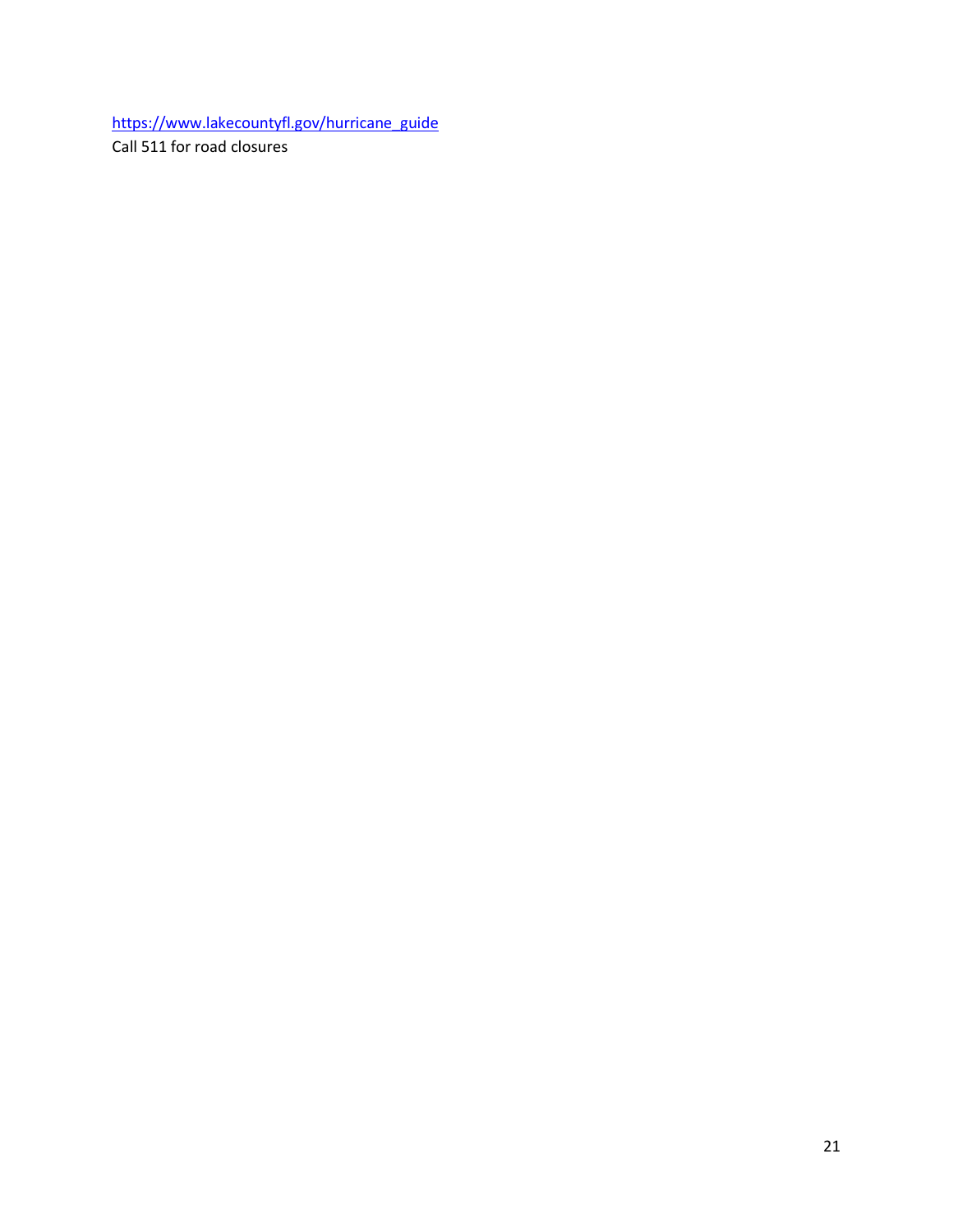https://www.lakecountyfl.gov/hurricane_guide
Call 511 for road closures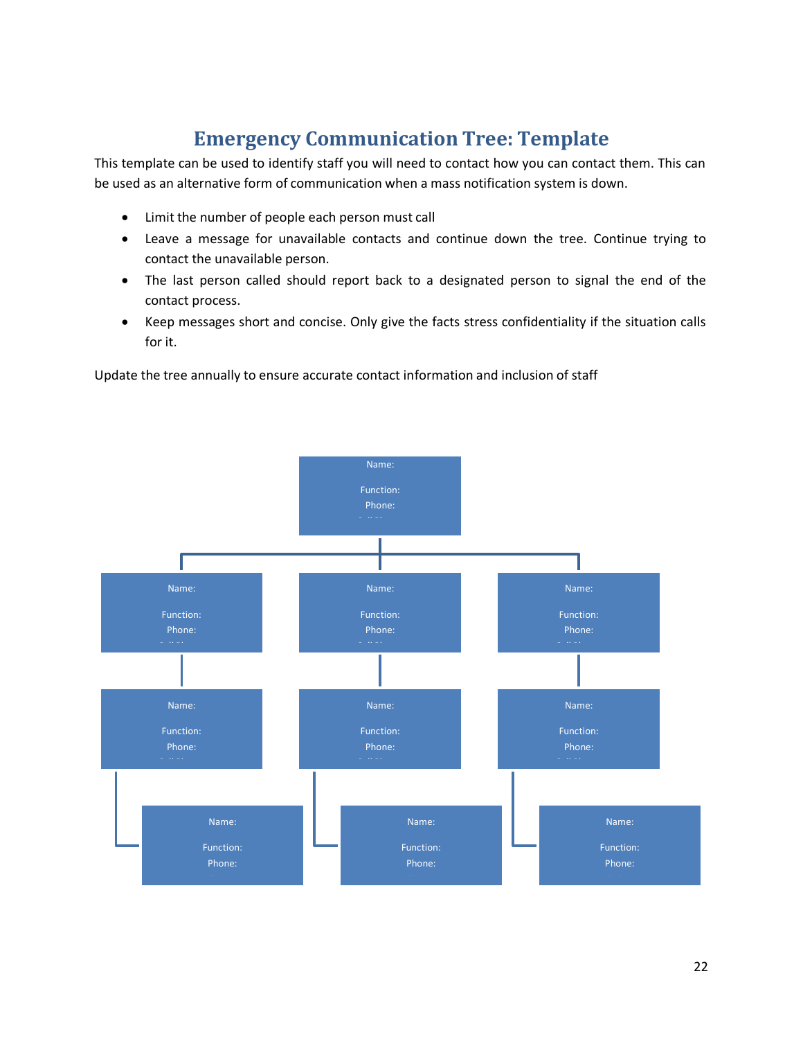# Emergency Communication Tree: Template

This template can be used to identify staff you will need to contact how you can contact them. This can be used as an alternative form of communication when a mass notification system is down.

- Limit the number of people each person must call
- Leave a message for unavailable contacts and continue down the tree. Continue trying to contact the unavailable person.
- The last person called should report back to a designated person to signal the end of the contact process.
- Keep messages short and concise. Only give the facts stress confidentiality if the situation calls for it.

Update the tree annually to ensure accurate contact information and inclusion of staff

Name:

Function:

Phone:

| | | |
|---|---|---|
| Name: Function: Phone: | Name: Function: Phone: | Name: Function: Phone: |
| Name: Function: Phone: | Name: Function: Phone: | Name: Function: Phone: |
| Name: Function: Phone: | Name: Function: Phone: | Name: Function: Phone: |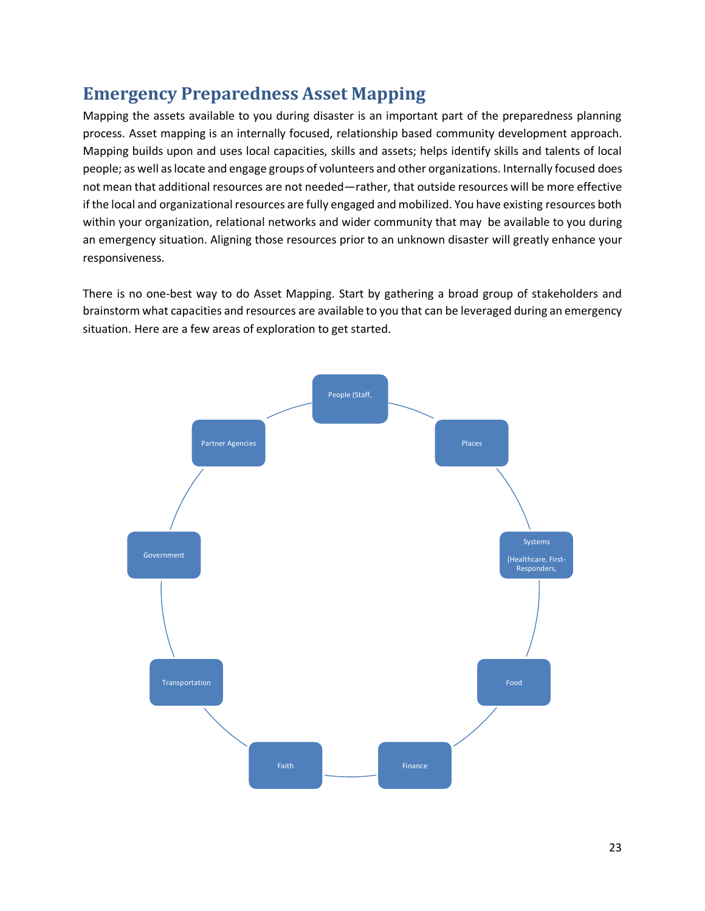## Emergency Preparedness Asset Mapping

Mapping the assets available to you during disaster is an important part of the preparedness planning process. Asset mapping is an internally focused, relationship based community development approach. Mapping builds upon and uses local capacities, skills and assets; helps identify skills and talents of local people; as well as locate and engage groups of volunteers and other organizations. Internally focused does not mean that additional resources are not needed—rather, that outside resources will be more effective if the local and organizational resources are fully engaged and mobilized. You have existing resources both within your organization, relational networks and wider community that may be available to you during an emergency situation. Aligning those resources prior to an unknown disaster will greatly enhance your responsiveness.

There is no one-best way to do Asset Mapping. Start by gathering a broad group of stakeholders and brainstorm what capacities and resources are available to you that can be leveraged during an emergency situation. Here are a few areas of exploration to get started.

- People (Staff,
- Places
- Systems (Healthcare, First-Responders,
- Food
- Finance
- Faith
- Transportation
- Government
- Partner Agencies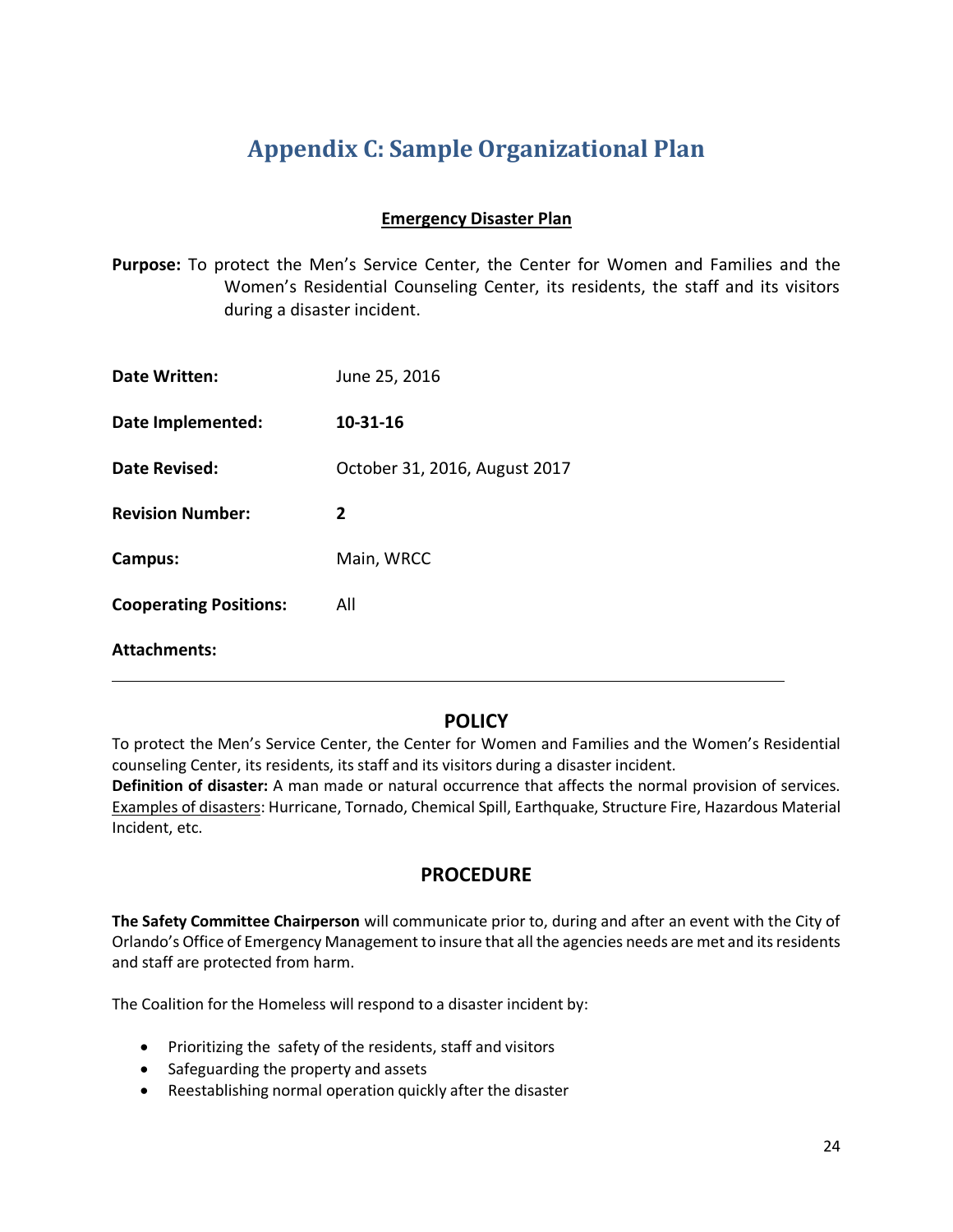# Appendix C: Sample Organizational Plan

**Emergency Disaster Plan**

**Purpose:** To protect the Men's Service Center, the Center for Women and Families and the Women's Residential Counseling Center, its residents, the staff and its visitors during a disaster incident.

| | |
|---|---|
| **Date Written:** | June 25, 2016 |
| **Date Implemented:** | **10-31-16** |
| **Date Revised:** | October 31, 2016, August 2017 |
| **Revision Number:** | **2** |
| **Campus:** | Main, WRCC |
| **Cooperating Positions:** | All |
| **Attachments:** | |

---

## POLICY

To protect the Men's Service Center, the Center for Women and Families and the Women's Residential counseling Center, its residents, its staff and its visitors during a disaster incident.

**Definition of disaster:** A man made or natural occurrence that affects the normal provision of services. Examples of disasters: Hurricane, Tornado, Chemical Spill, Earthquake, Structure Fire, Hazardous Material Incident, etc.

## PROCEDURE

**The Safety Committee Chairperson** will communicate prior to, during and after an event with the City of Orlando's Office of Emergency Management to insure that all the agencies needs are met and its residents and staff are protected from harm.

The Coalition for the Homeless will respond to a disaster incident by:

- Prioritizing the safety of the residents, staff and visitors
- Safeguarding the property and assets
- Reestablishing normal operation quickly after the disaster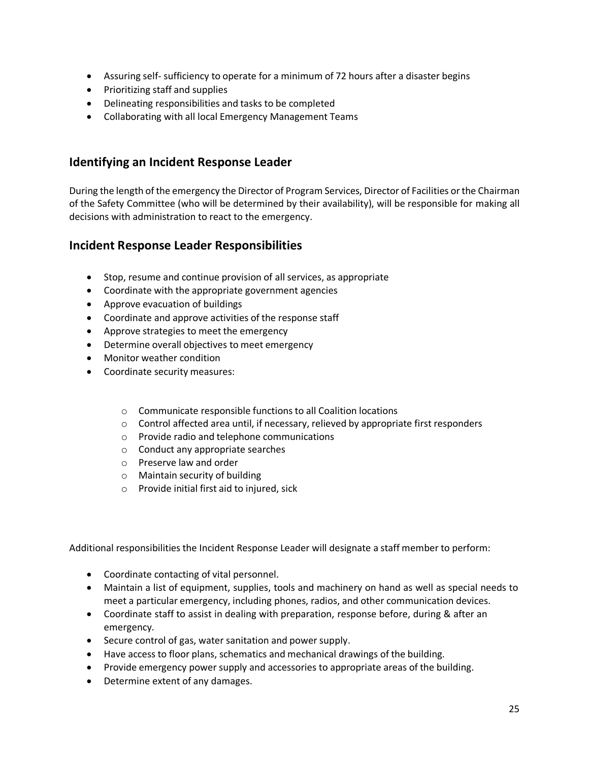- Assuring self- sufficiency to operate for a minimum of 72 hours after a disaster begins
- Prioritizing staff and supplies
- Delineating responsibilities and tasks to be completed
- Collaborating with all local Emergency Management Teams

## Identifying an Incident Response Leader

During the length of the emergency the Director of Program Services, Director of Facilities or the Chairman of the Safety Committee (who will be determined by their availability), will be responsible for making all decisions with administration to react to the emergency.

## Incident Response Leader Responsibilities

- Stop, resume and continue provision of all services, as appropriate
- Coordinate with the appropriate government agencies
- Approve evacuation of buildings
- Coordinate and approve activities of the response staff
- Approve strategies to meet the emergency
- Determine overall objectives to meet emergency
- Monitor weather condition
- Coordinate security measures:
    - Communicate responsible functions to all Coalition locations
    - Control affected area until, if necessary, relieved by appropriate first responders
    - Provide radio and telephone communications
    - Conduct any appropriate searches
    - Preserve law and order
    - Maintain security of building
    - Provide initial first aid to injured, sick

Additional responsibilities the Incident Response Leader will designate a staff member to perform:

- Coordinate contacting of vital personnel.
- Maintain a list of equipment, supplies, tools and machinery on hand as well as special needs to meet a particular emergency, including phones, radios, and other communication devices.
- Coordinate staff to assist in dealing with preparation, response before, during & after an emergency.
- Secure control of gas, water sanitation and power supply.
- Have access to floor plans, schematics and mechanical drawings of the building.
- Provide emergency power supply and accessories to appropriate areas of the building.
- Determine extent of any damages.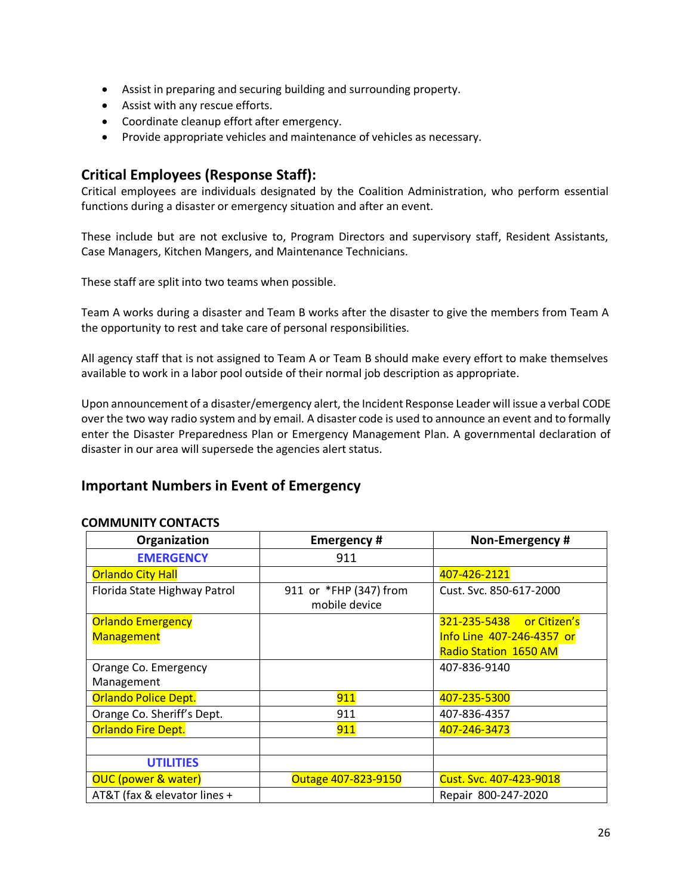- Assist in preparing and securing building and surrounding property.
- Assist with any rescue efforts.
- Coordinate cleanup effort after emergency.
- Provide appropriate vehicles and maintenance of vehicles as necessary.

## Critical Employees (Response Staff):

Critical employees are individuals designated by the Coalition Administration, who perform essential functions during a disaster or emergency situation and after an event.

These include but are not exclusive to, Program Directors and supervisory staff, Resident Assistants, Case Managers, Kitchen Mangers, and Maintenance Technicians.

These staff are split into two teams when possible.

Team A works during a disaster and Team B works after the disaster to give the members from Team A the opportunity to rest and take care of personal responsibilities.

All agency staff that is not assigned to Team A or Team B should make every effort to make themselves available to work in a labor pool outside of their normal job description as appropriate.

Upon announcement of a disaster/emergency alert, the Incident Response Leader will issue a verbal CODE over the two way radio system and by email. A disaster code is used to announce an event and to formally enter the Disaster Preparedness Plan or Emergency Management Plan. A governmental declaration of disaster in our area will supersede the agencies alert status.

## Important Numbers in Event of Emergency

**COMMUNITY CONTACTS**

| Organization | Emergency # | Non-Emergency # |
|---|---|---|
| **EMERGENCY** | 911 | |
| Orlando City Hall | | 407-426-2121 |
| Florida State Highway Patrol | 911 or *FHP (347) from mobile device | Cust. Svc. 850-617-2000 |
| Orlando Emergency Management | | 321-235-5438 or Citizen's Info Line 407-246-4357 or Radio Station 1650 AM |
| Orange Co. Emergency Management | | 407-836-9140 |
| Orlando Police Dept. | 911 | 407-235-5300 |
| Orange Co. Sheriff's Dept. | 911 | 407-836-4357 |
| Orlando Fire Dept. | 911 | 407-246-3473 |
| | | |
| **UTILITIES** | | |
| OUC (power & water) | Outage 407-823-9150 | Cust. Svc. 407-423-9018 |
| AT&T (fax & elevator lines + | | Repair 800-247-2020 |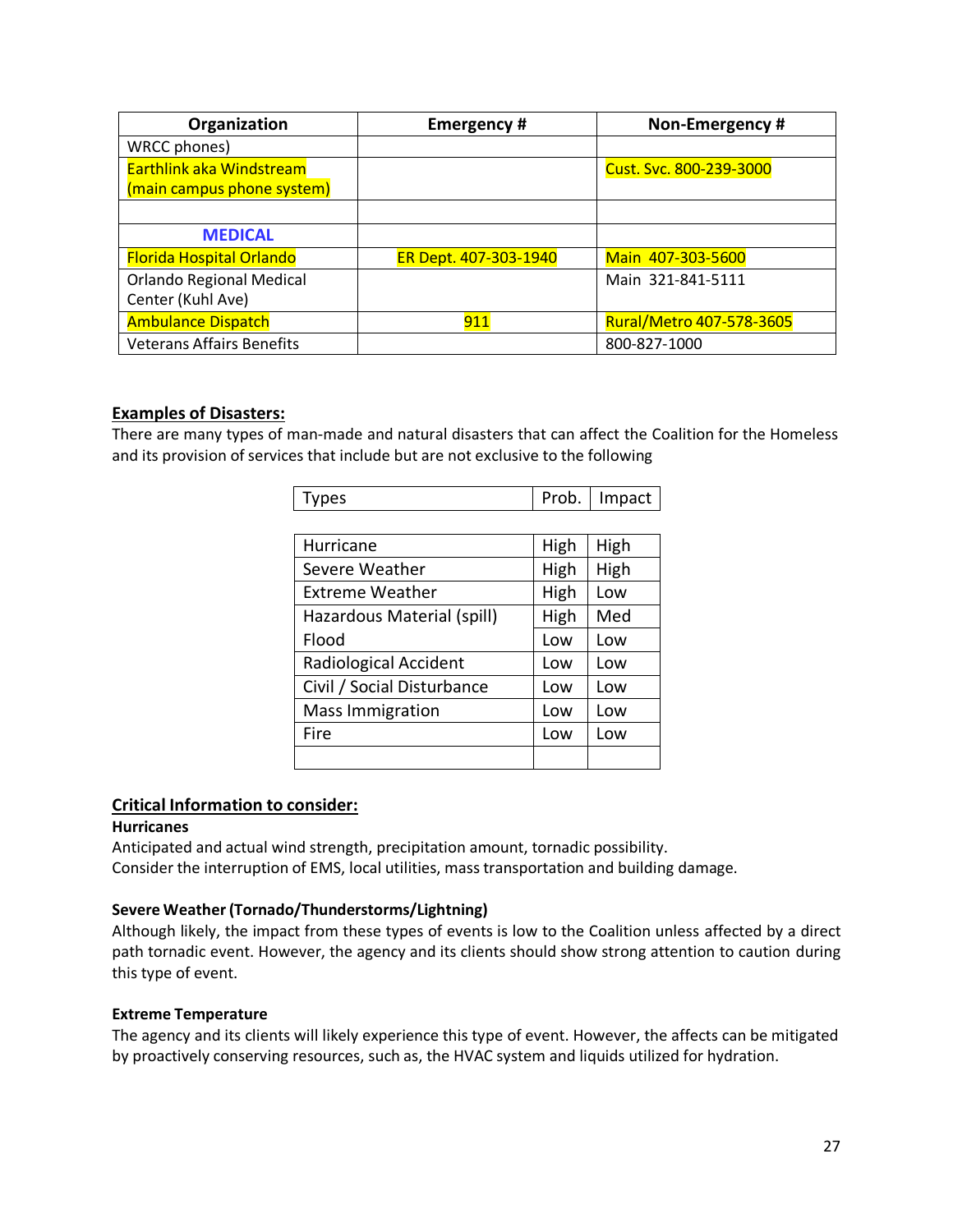| Organization | Emergency # | Non-Emergency # |
|---|---|---|
| WRCC phones) | | |
| Earthlink aka Windstream (main campus phone system) | | Cust. Svc. 800-239-3000 |
| | | |
| **MEDICAL** | | |
| Florida Hospital Orlando | ER Dept. 407-303-1940 | Main 407-303-5600 |
| Orlando Regional Medical Center (Kuhl Ave) | | Main 321-841-5111 |
| Ambulance Dispatch | 911 | Rural/Metro 407-578-3605 |
| Veterans Affairs Benefits | | 800-827-1000 |

## Examples of Disasters:

There are many types of man-made and natural disasters that can affect the Coalition for the Homeless and its provision of services that include but are not exclusive to the following

| Types | Prob. | Impact |
|---|---|---|
| Hurricane | High | High |
| Severe Weather | High | High |
| Extreme Weather | High | Low |
| Hazardous Material (spill) | High | Med |
| Flood | Low | Low |
| Radiological Accident | Low | Low |
| Civil / Social Disturbance | Low | Low |
| Mass Immigration | Low | Low |
| Fire | Low | Low |
| | | |

## Critical Information to consider:

**Hurricanes**

Anticipated and actual wind strength, precipitation amount, tornadic possibility.
Consider the interruption of EMS, local utilities, mass transportation and building damage.

**Severe Weather (Tornado/Thunderstorms/Lightning)**

Although likely, the impact from these types of events is low to the Coalition unless affected by a direct path tornadic event. However, the agency and its clients should show strong attention to caution during this type of event.

**Extreme Temperature**

The agency and its clients will likely experience this type of event. However, the affects can be mitigated by proactively conserving resources, such as, the HVAC system and liquids utilized for hydration.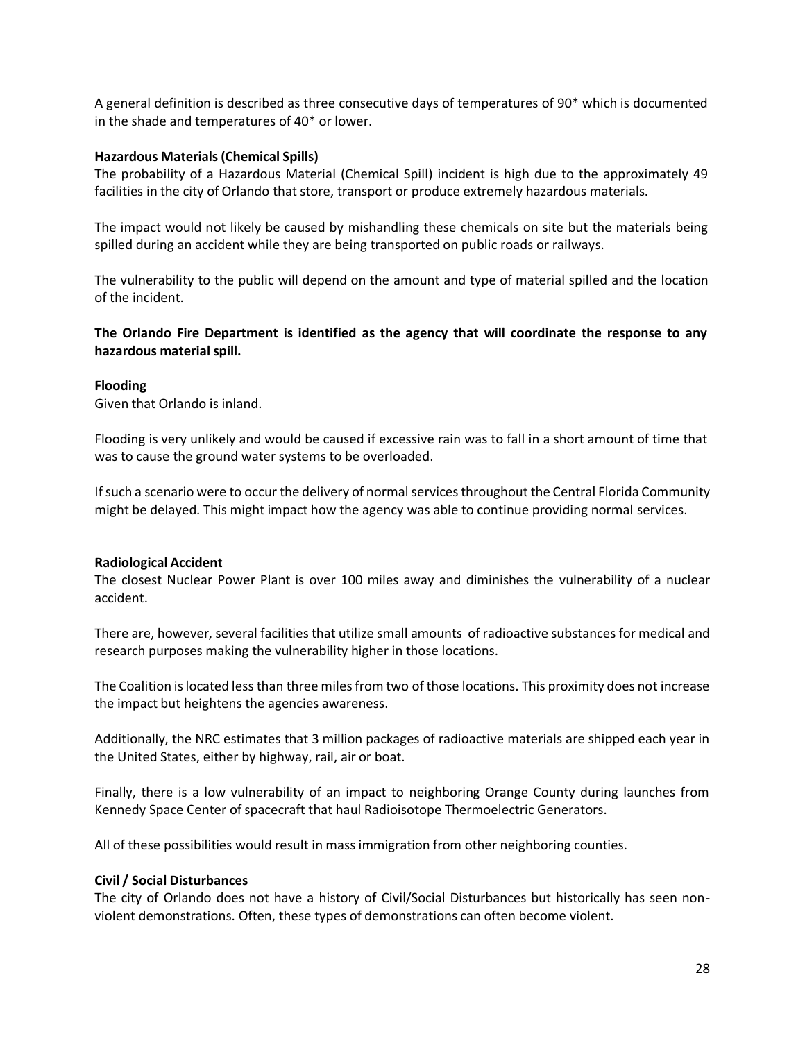A general definition is described as three consecutive days of temperatures of 90* which is documented in the shade and temperatures of 40* or lower.

**Hazardous Materials (Chemical Spills)**
The probability of a Hazardous Material (Chemical Spill) incident is high due to the approximately 49 facilities in the city of Orlando that store, transport or produce extremely hazardous materials.

The impact would not likely be caused by mishandling these chemicals on site but the materials being spilled during an accident while they are being transported on public roads or railways.

The vulnerability to the public will depend on the amount and type of material spilled and the location of the incident.

**The Orlando Fire Department is identified as the agency that will coordinate the response to any hazardous material spill.**

**Flooding**
Given that Orlando is inland.

Flooding is very unlikely and would be caused if excessive rain was to fall in a short amount of time that was to cause the ground water systems to be overloaded.

If such a scenario were to occur the delivery of normal services throughout the Central Florida Community might be delayed. This might impact how the agency was able to continue providing normal services.

**Radiological Accident**
The closest Nuclear Power Plant is over 100 miles away and diminishes the vulnerability of a nuclear accident.

There are, however, several facilities that utilize small amounts of radioactive substances for medical and research purposes making the vulnerability higher in those locations.

The Coalition is located less than three miles from two of those locations. This proximity does not increase the impact but heightens the agencies awareness.

Additionally, the NRC estimates that 3 million packages of radioactive materials are shipped each year in the United States, either by highway, rail, air or boat.

Finally, there is a low vulnerability of an impact to neighboring Orange County during launches from Kennedy Space Center of spacecraft that haul Radioisotope Thermoelectric Generators.

All of these possibilities would result in mass immigration from other neighboring counties.

**Civil / Social Disturbances**
The city of Orlando does not have a history of Civil/Social Disturbances but historically has seen non-violent demonstrations. Often, these types of demonstrations can often become violent.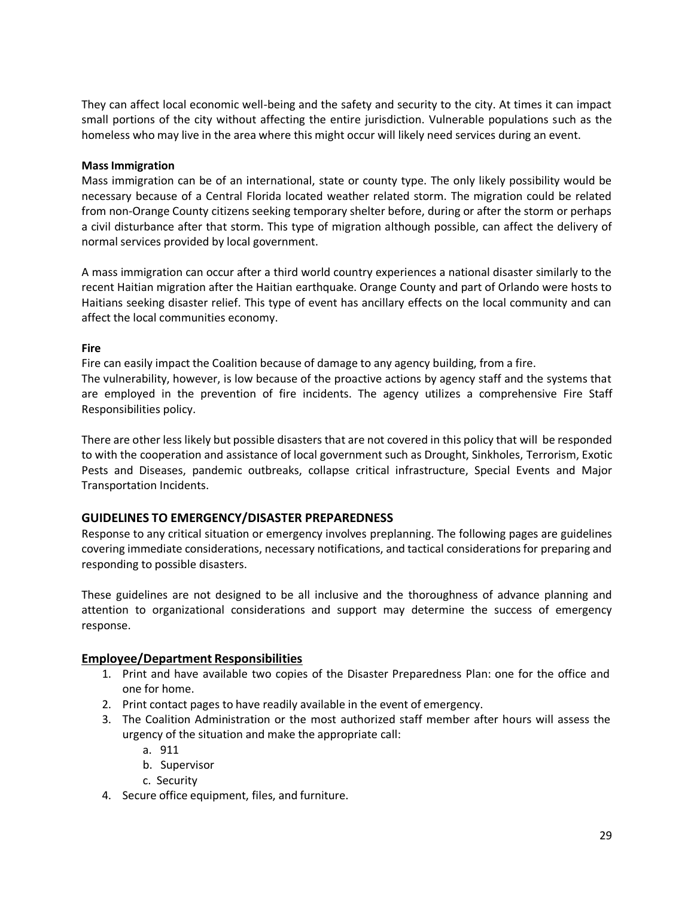They can affect local economic well-being and the safety and security to the city. At times it can impact small portions of the city without affecting the entire jurisdiction. Vulnerable populations such as the homeless who may live in the area where this might occur will likely need services during an event.

**Mass Immigration**

Mass immigration can be of an international, state or county type. The only likely possibility would be necessary because of a Central Florida located weather related storm. The migration could be related from non-Orange County citizens seeking temporary shelter before, during or after the storm or perhaps a civil disturbance after that storm. This type of migration although possible, can affect the delivery of normal services provided by local government.

A mass immigration can occur after a third world country experiences a national disaster similarly to the recent Haitian migration after the Haitian earthquake. Orange County and part of Orlando were hosts to Haitians seeking disaster relief. This type of event has ancillary effects on the local community and can affect the local communities economy.

**Fire**

Fire can easily impact the Coalition because of damage to any agency building, from a fire.
The vulnerability, however, is low because of the proactive actions by agency staff and the systems that are employed in the prevention of fire incidents. The agency utilizes a comprehensive Fire Staff Responsibilities policy.

There are other less likely but possible disasters that are not covered in this policy that will be responded to with the cooperation and assistance of local government such as Drought, Sinkholes, Terrorism, Exotic Pests and Diseases, pandemic outbreaks, collapse critical infrastructure, Special Events and Major Transportation Incidents.

## GUIDELINES TO EMERGENCY/DISASTER PREPAREDNESS

Response to any critical situation or emergency involves preplanning. The following pages are guidelines covering immediate considerations, necessary notifications, and tactical considerations for preparing and responding to possible disasters.

These guidelines are not designed to be all inclusive and the thoroughness of advance planning and attention to organizational considerations and support may determine the success of emergency response.

### Employee/Department Responsibilities

1. Print and have available two copies of the Disaster Preparedness Plan: one for the office and one for home.
2. Print contact pages to have readily available in the event of emergency.
3. The Coalition Administration or the most authorized staff member after hours will assess the urgency of the situation and make the appropriate call:
   a. 911
   b. Supervisor
   c. Security
4. Secure office equipment, files, and furniture.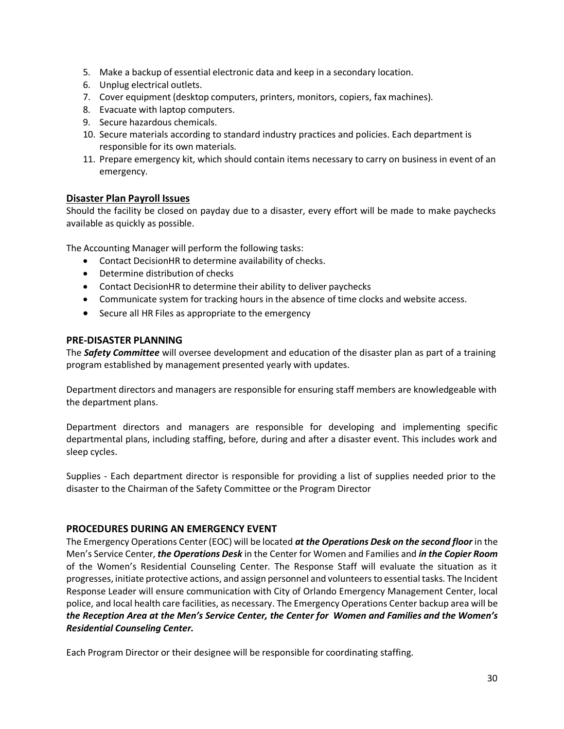5. Make a backup of essential electronic data and keep in a secondary location.
6. Unplug electrical outlets.
7. Cover equipment (desktop computers, printers, monitors, copiers, fax machines).
8. Evacuate with laptop computers.
9. Secure hazardous chemicals.
10. Secure materials according to standard industry practices and policies. Each department is responsible for its own materials.
11. Prepare emergency kit, which should contain items necessary to carry on business in event of an emergency.

## Disaster Plan Payroll Issues

Should the facility be closed on payday due to a disaster, every effort will be made to make paychecks available as quickly as possible.

The Accounting Manager will perform the following tasks:

- Contact DecisionHR to determine availability of checks.
- Determine distribution of checks
- Contact DecisionHR to determine their ability to deliver paychecks
- Communicate system for tracking hours in the absence of time clocks and website access.
- Secure all HR Files as appropriate to the emergency

## PRE-DISASTER PLANNING

The ***Safety Committee*** will oversee development and education of the disaster plan as part of a training program established by management presented yearly with updates.

Department directors and managers are responsible for ensuring staff members are knowledgeable with the department plans.

Department directors and managers are responsible for developing and implementing specific departmental plans, including staffing, before, during and after a disaster event. This includes work and sleep cycles.

Supplies - Each department director is responsible for providing a list of supplies needed prior to the disaster to the Chairman of the Safety Committee or the Program Director

## PROCEDURES DURING AN EMERGENCY EVENT

The Emergency Operations Center (EOC) will be located ***at the Operations Desk on the second floor*** in the Men's Service Center, ***the Operations Desk*** in the Center for Women and Families and ***in the Copier Room*** of the Women's Residential Counseling Center. The Response Staff will evaluate the situation as it progresses, initiate protective actions, and assign personnel and volunteers to essential tasks. The Incident Response Leader will ensure communication with City of Orlando Emergency Management Center, local police, and local health care facilities, as necessary. The Emergency Operations Center backup area will be ***the Reception Area at the Men's Service Center, the Center for Women and Families and the Women's Residential Counseling Center.***

Each Program Director or their designee will be responsible for coordinating staffing.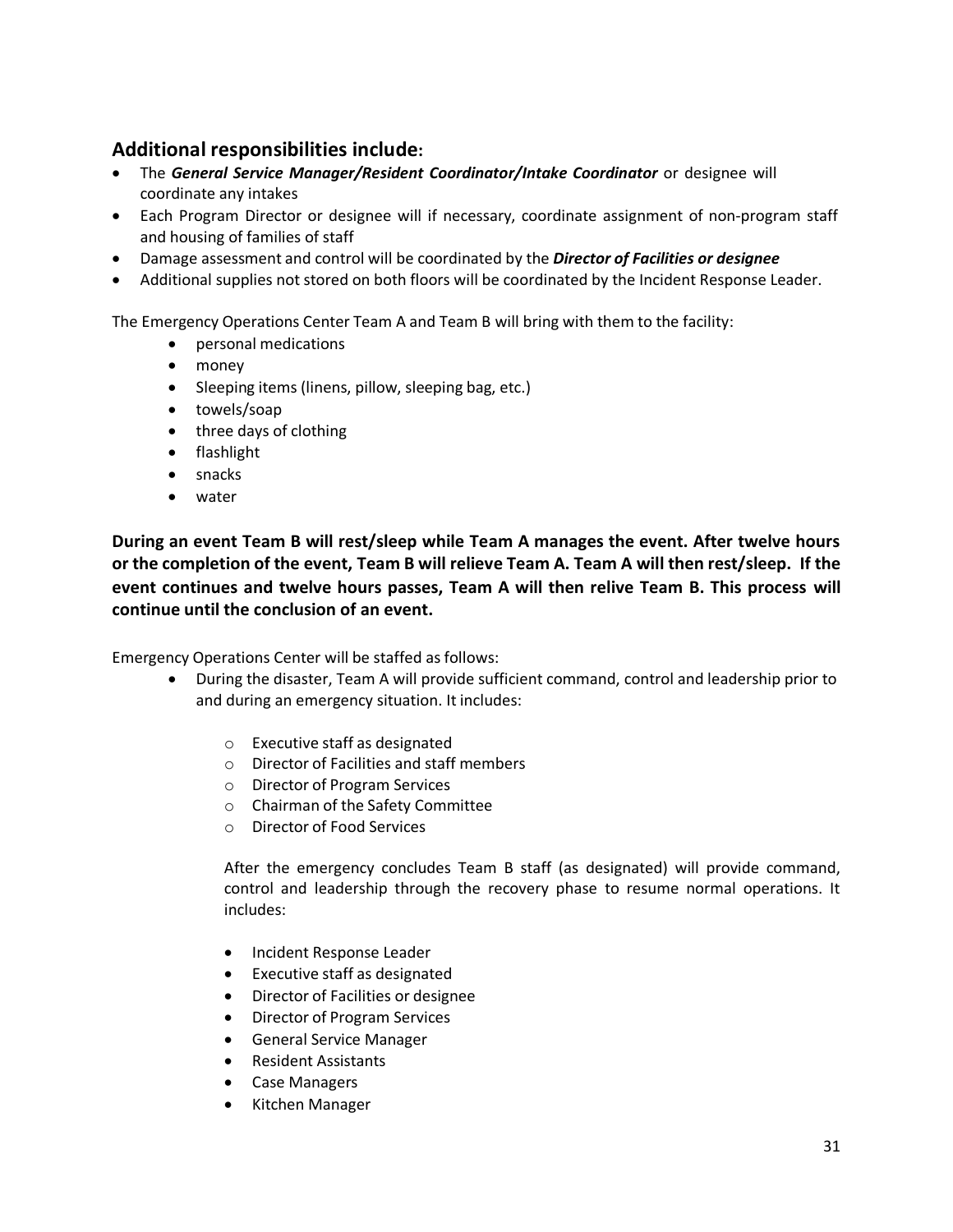## Additional responsibilities include:

- The ***General Service Manager/Resident Coordinator/Intake Coordinator*** or designee will coordinate any intakes
- Each Program Director or designee will if necessary, coordinate assignment of non-program staff and housing of families of staff
- Damage assessment and control will be coordinated by the ***Director of Facilities or designee***
- Additional supplies not stored on both floors will be coordinated by the Incident Response Leader.

The Emergency Operations Center Team A and Team B will bring with them to the facility:

- personal medications
- money
- Sleeping items (linens, pillow, sleeping bag, etc.)
- towels/soap
- three days of clothing
- flashlight
- snacks
- water

**During an event Team B will rest/sleep while Team A manages the event. After twelve hours or the completion of the event, Team B will relieve Team A. Team A will then rest/sleep. If the event continues and twelve hours passes, Team A will then relive Team B. This process will continue until the conclusion of an event.**

Emergency Operations Center will be staffed as follows:

- During the disaster, Team A will provide sufficient command, control and leadership prior to and during an emergency situation. It includes:
  - Executive staff as designated
  - Director of Facilities and staff members
  - Director of Program Services
  - Chairman of the Safety Committee
  - Director of Food Services

  After the emergency concludes Team B staff (as designated) will provide command, control and leadership through the recovery phase to resume normal operations. It includes:

  - Incident Response Leader
  - Executive staff as designated
  - Director of Facilities or designee
  - Director of Program Services
  - General Service Manager
  - Resident Assistants
  - Case Managers
  - Kitchen Manager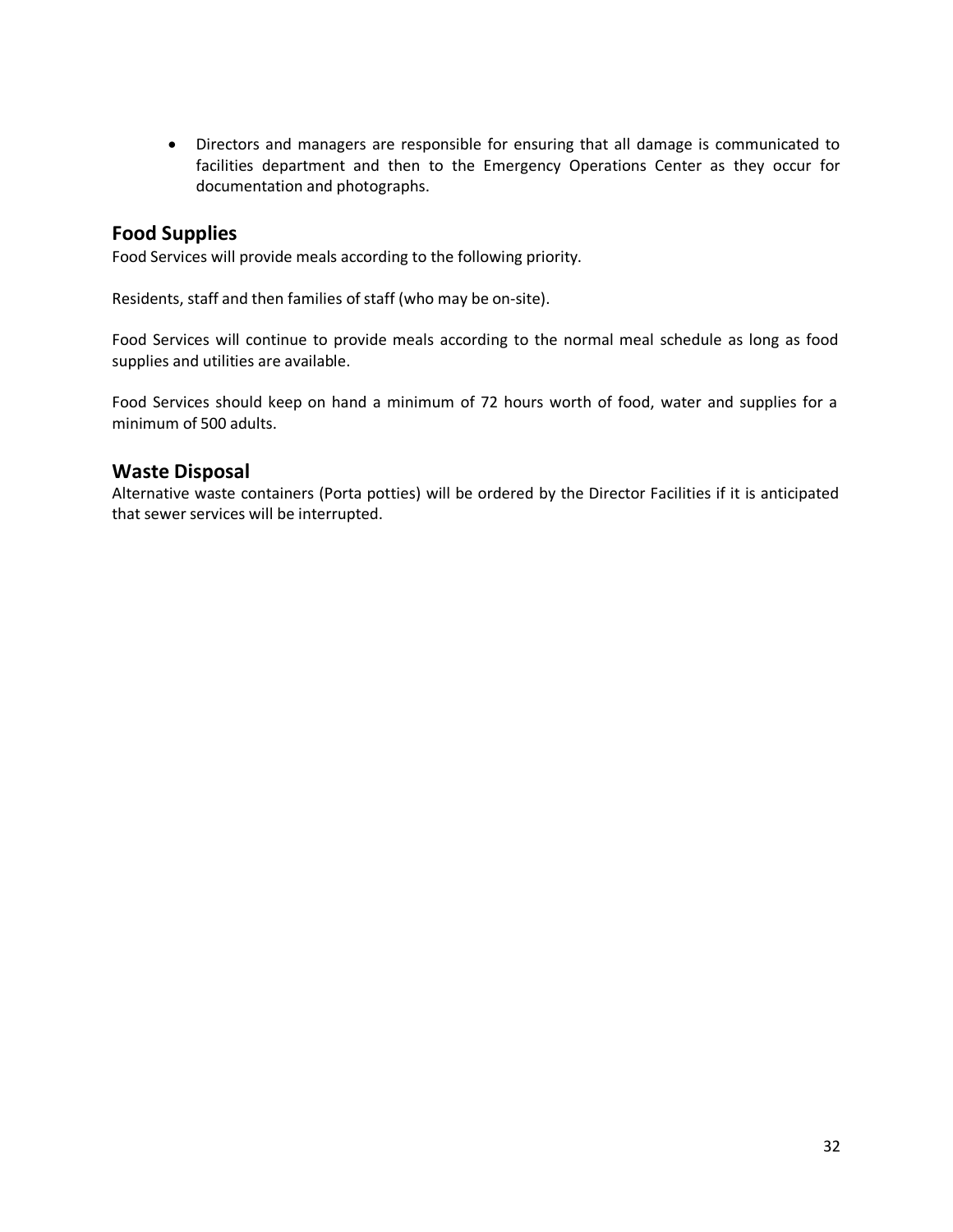- Directors and managers are responsible for ensuring that all damage is communicated to facilities department and then to the Emergency Operations Center as they occur for documentation and photographs.

## Food Supplies

Food Services will provide meals according to the following priority.

Residents, staff and then families of staff (who may be on-site).

Food Services will continue to provide meals according to the normal meal schedule as long as food supplies and utilities are available.

Food Services should keep on hand a minimum of 72 hours worth of food, water and supplies for a minimum of 500 adults.

## Waste Disposal

Alternative waste containers (Porta potties) will be ordered by the Director Facilities if it is anticipated that sewer services will be interrupted.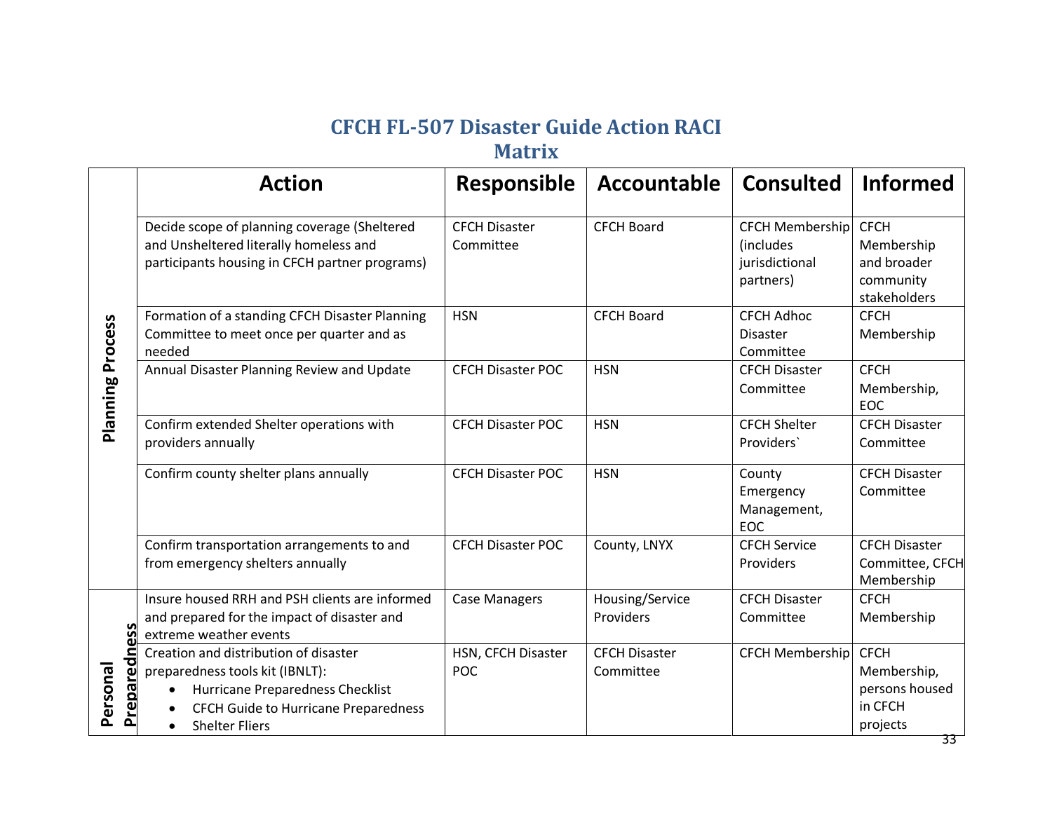# CFCH FL-507 Disaster Guide Action RACI Matrix

| | Action | Responsible | Accountable | Consulted | Informed |
|---|---|---|---|---|---|
| Planning Process | Decide scope of planning coverage (Sheltered and Unsheltered literally homeless and participants housing in CFCH partner programs) | CFCH Disaster Committee | CFCH Board | CFCH Membership (includes jurisdictional partners) | CFCH Membership and broader community stakeholders |
| Planning Process | Formation of a standing CFCH Disaster Planning Committee to meet once per quarter and as needed | HSN | CFCH Board | CFCH Adhoc Disaster Committee | CFCH Membership |
| Planning Process | Annual Disaster Planning Review and Update | CFCH Disaster POC | HSN | CFCH Disaster Committee | CFCH Membership, EOC |
| Planning Process | Confirm extended Shelter operations with providers annually | CFCH Disaster POC | HSN | CFCH Shelter Providers` | CFCH Disaster Committee |
| Planning Process | Confirm county shelter plans annually | CFCH Disaster POC | HSN | County Emergency Management, EOC | CFCH Disaster Committee |
| Planning Process | Confirm transportation arrangements to and from emergency shelters annually | CFCH Disaster POC | County, LNYX | CFCH Service Providers | CFCH Disaster Committee, CFCH Membership |
| Personal Preparedness | Insure housed RRH and PSH clients are informed and prepared for the impact of disaster and extreme weather events | Case Managers | Housing/Service Providers | CFCH Disaster Committee | CFCH Membership |
| Personal Preparedness | Creation and distribution of disaster preparedness tools kit (IBNLT):<br>• Hurricane Preparedness Checklist<br>• CFCH Guide to Hurricane Preparedness<br>• Shelter Fliers | HSN, CFCH Disaster POC | CFCH Disaster Committee | CFCH Membership | CFCH Membership, persons housed in CFCH projects |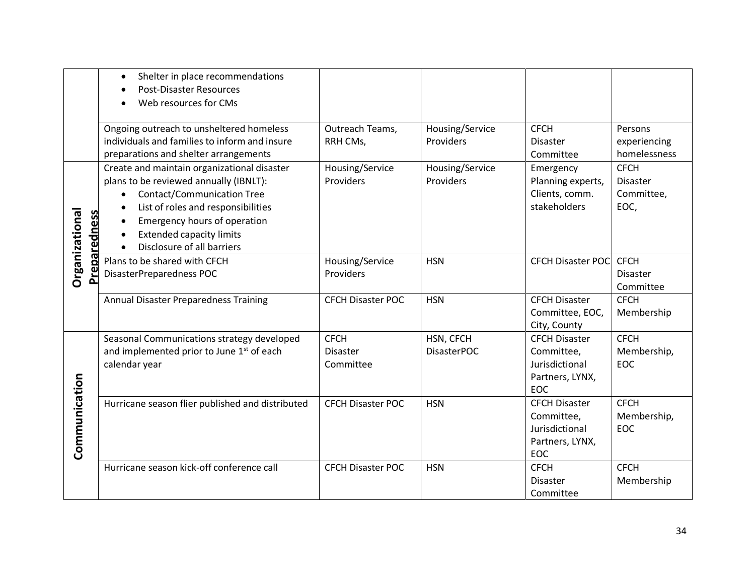| | | | | | |
|---|---|---|---|---|---|
| | <ul><li>Shelter in place recommendations</li><li>Post-Disaster Resources</li><li>Web resources for CMs</li></ul> | | | | |
| | Ongoing outreach to unsheltered homeless individuals and families to inform and insure preparations and shelter arrangements | Outreach Teams, RRH CMs, | Housing/Service Providers | CFCH Disaster Committee | Persons experiencing homelessness |
| **Organizational Preparedness** | Create and maintain organizational disaster plans to be reviewed annually (IBNLT):<ul><li>Contact/Communication Tree</li><li>List of roles and responsibilities</li><li>Emergency hours of operation</li><li>Extended capacity limits</li><li>Disclosure of all barriers</li></ul> | Housing/Service Providers | Housing/Service Providers | Emergency Planning experts, Clients, comm. stakeholders | CFCH Disaster Committee, EOC, |
| | Plans to be shared with CFCH DisasterPreparedness POC | Housing/Service Providers | HSN | CFCH Disaster POC | CFCH Disaster Committee |
| | Annual Disaster Preparedness Training | CFCH Disaster POC | HSN | CFCH Disaster Committee, EOC, City, County | CFCH Membership |
| **Communication** | Seasonal Communications strategy developed and implemented prior to June 1st of each calendar year | CFCH Disaster Committee | HSN, CFCH DisasterPOC | CFCH Disaster Committee, Jurisdictional Partners, LYNX, EOC | CFCH Membership, EOC |
| | Hurricane season flier published and distributed | CFCH Disaster POC | HSN | CFCH Disaster Committee, Jurisdictional Partners, LYNX, EOC | CFCH Membership, EOC |
| | Hurricane season kick-off conference call | CFCH Disaster POC | HSN | CFCH Disaster Committee | CFCH Membership |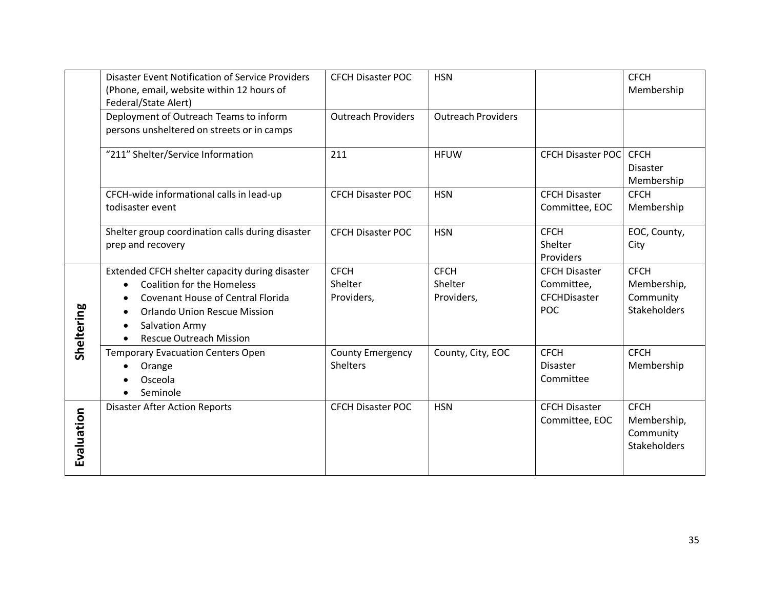| | | | | | |
|---|---|---|---|---|---|
| | Disaster Event Notification of Service Providers (Phone, email, website within 12 hours of Federal/State Alert) | CFCH Disaster POC | HSN | | CFCH Membership |
| | Deployment of Outreach Teams to inform persons unsheltered on streets or in camps | Outreach Providers | Outreach Providers | | |
| | "211" Shelter/Service Information | 211 | HFUW | CFCH Disaster POC | CFCH Disaster Membership |
| | CFCH-wide informational calls in lead-up todisaster event | CFCH Disaster POC | HSN | CFCH Disaster Committee, EOC | CFCH Membership |
| | Shelter group coordination calls during disaster prep and recovery | CFCH Disaster POC | HSN | CFCH Shelter Providers | EOC, County, City |
| **Sheltering** | Extended CFCH shelter capacity during disaster<br>• Coalition for the Homeless<br>• Covenant House of Central Florida<br>• Orlando Union Rescue Mission<br>• Salvation Army<br>• Rescue Outreach Mission | CFCH Shelter Providers, | CFCH Shelter Providers, | CFCH Disaster Committee, CFCHDisaster POC | CFCH Membership, Community Stakeholders |
| | Temporary Evacuation Centers Open<br>• Orange<br>• Osceola<br>• Seminole | County Emergency Shelters | County, City, EOC | CFCH Disaster Committee | CFCH Membership |
| **Evaluation** | Disaster After Action Reports | CFCH Disaster POC | HSN | CFCH Disaster Committee, EOC | CFCH Membership, Community Stakeholders |